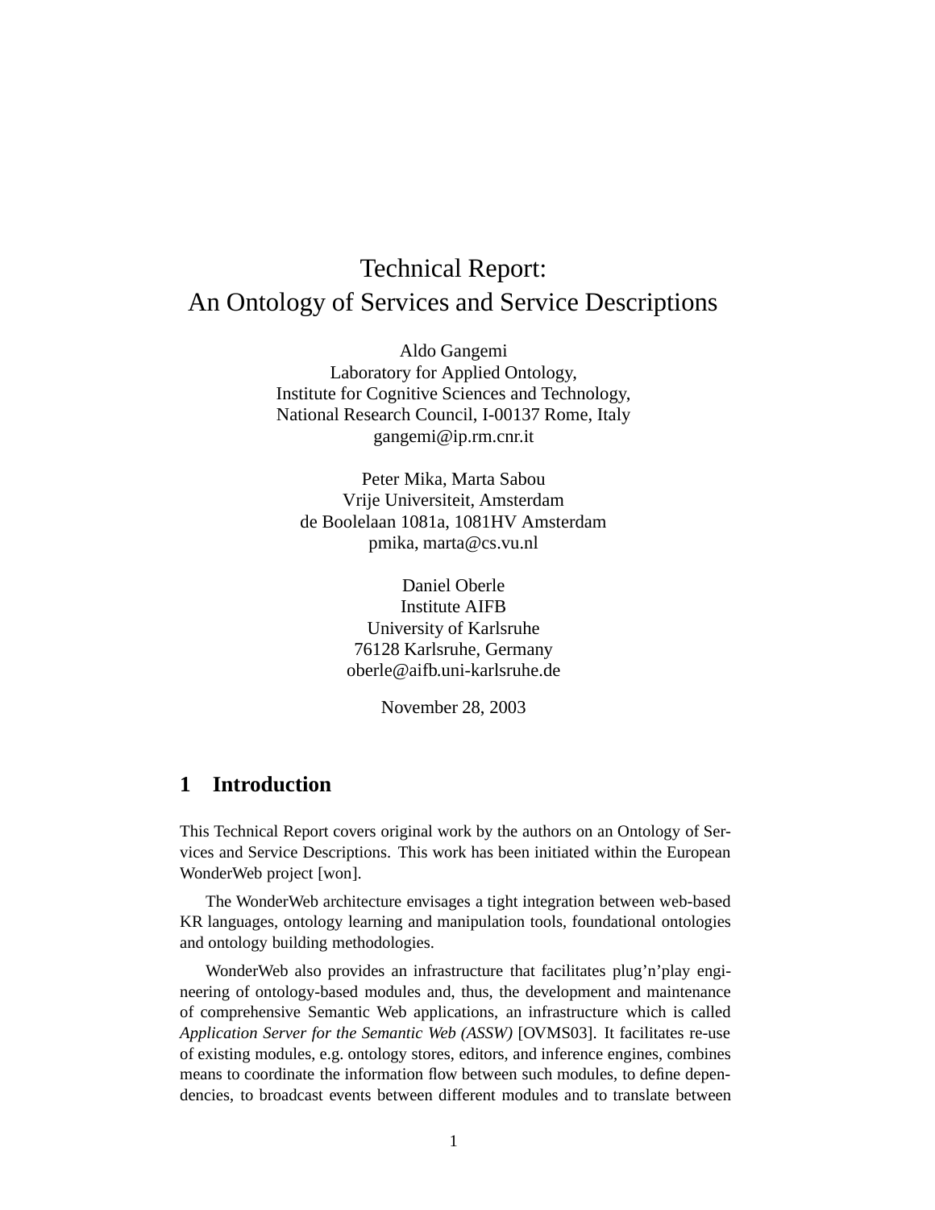# Technical Report: An Ontology of Services and Service Descriptions

Aldo Gangemi
Laboratory for Applied Ontology,
Institute for Cognitive Sciences and Technology,
National Research Council, I-00137 Rome, Italy
gangemi@ip.rm.cnr.it

Peter Mika, Marta Sabou
Vrije Universiteit, Amsterdam
de Boolelaan 1081a, 1081HV Amsterdam
pmika, marta@cs.vu.nl

Daniel Oberle
Institute AIFB
University of Karlsruhe
76128 Karlsruhe, Germany
oberle@aifb.uni-karlsruhe.de

November 28, 2003

## 1 Introduction

This Technical Report covers original work by the authors on an Ontology of Services and Service Descriptions. This work has been initiated within the European WonderWeb project [won].

The WonderWeb architecture envisages a tight integration between web-based KR languages, ontology learning and manipulation tools, foundational ontologies and ontology building methodologies.

WonderWeb also provides an infrastructure that facilitates plug'n'play engineering of ontology-based modules and, thus, the development and maintenance of comprehensive Semantic Web applications, an infrastructure which is called *Application Server for the Semantic Web (ASSW)* [OVMS03]. It facilitates re-use of existing modules, e.g. ontology stores, editors, and inference engines, combines means to coordinate the information flow between such modules, to define dependencies, to broadcast events between different modules and to translate between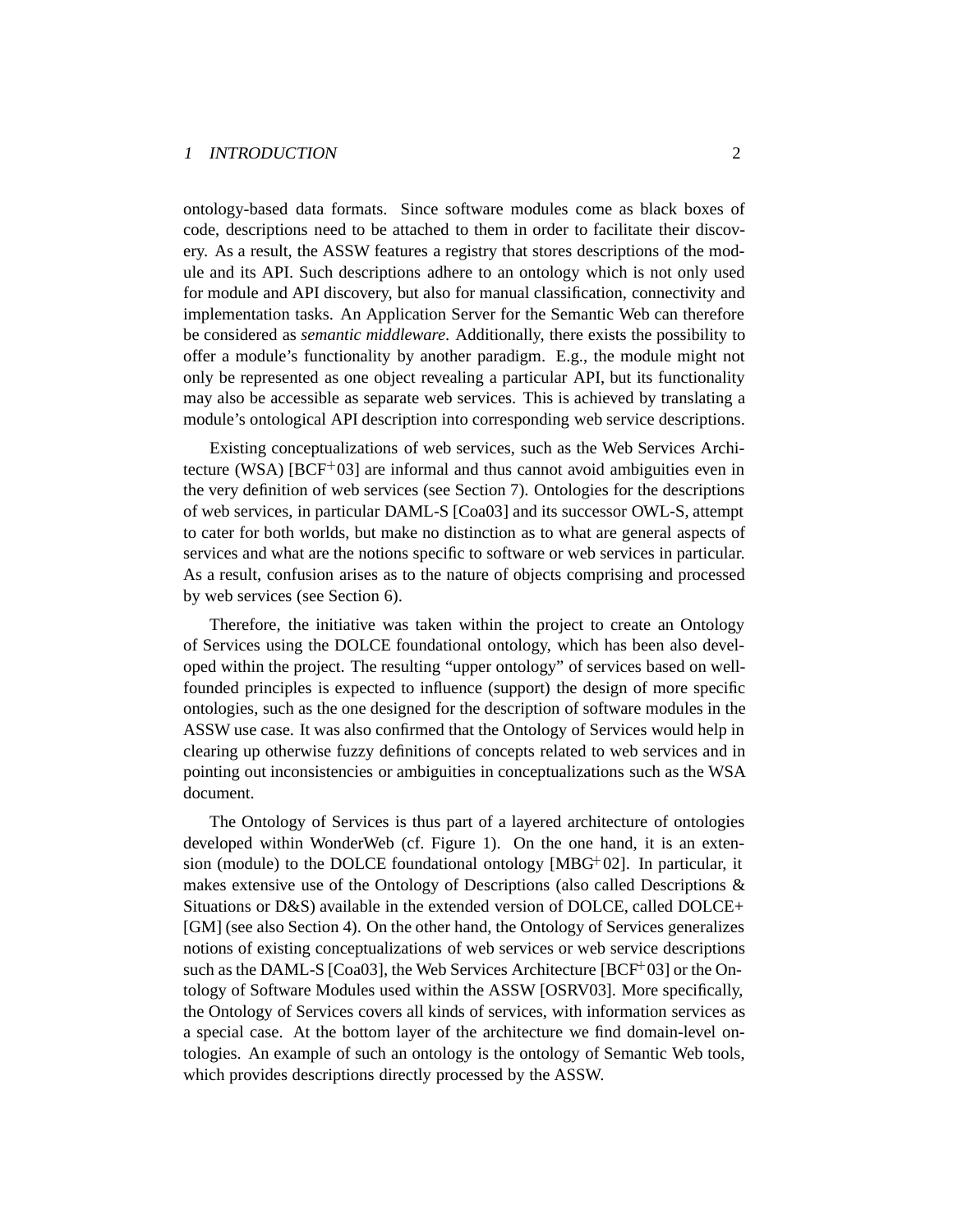ontology-based data formats. Since software modules come as black boxes of code, descriptions need to be attached to them in order to facilitate their discovery. As a result, the ASSW features a registry that stores descriptions of the module and its API. Such descriptions adhere to an ontology which is not only used for module and API discovery, but also for manual classification, connectivity and implementation tasks. An Application Server for the Semantic Web can therefore be considered as *semantic middleware*. Additionally, there exists the possibility to offer a module's functionality by another paradigm. E.g., the module might not only be represented as one object revealing a particular API, but its functionality may also be accessible as separate web services. This is achieved by translating a module's ontological API description into corresponding web service descriptions.

Existing conceptualizations of web services, such as the Web Services Architecture (WSA) [BCF+03] are informal and thus cannot avoid ambiguities even in the very definition of web services (see Section 7). Ontologies for the descriptions of web services, in particular DAML-S [Coa03] and its successor OWL-S, attempt to cater for both worlds, but make no distinction as to what are general aspects of services and what are the notions specific to software or web services in particular. As a result, confusion arises as to the nature of objects comprising and processed by web services (see Section 6).

Therefore, the initiative was taken within the project to create an Ontology of Services using the DOLCE foundational ontology, which has been also developed within the project. The resulting "upper ontology" of services based on well-founded principles is expected to influence (support) the design of more specific ontologies, such as the one designed for the description of software modules in the ASSW use case. It was also confirmed that the Ontology of Services would help in clearing up otherwise fuzzy definitions of concepts related to web services and in pointing out inconsistencies or ambiguities in conceptualizations such as the WSA document.

The Ontology of Services is thus part of a layered architecture of ontologies developed within WonderWeb (cf. Figure 1). On the one hand, it is an extension (module) to the DOLCE foundational ontology [MBG+02]. In particular, it makes extensive use of the Ontology of Descriptions (also called Descriptions & Situations or D&S) available in the extended version of DOLCE, called DOLCE+ [GM] (see also Section 4). On the other hand, the Ontology of Services generalizes notions of existing conceptualizations of web services or web service descriptions such as the DAML-S [Coa03], the Web Services Architecture [BCF+03] or the Ontology of Software Modules used within the ASSW [OSRV03]. More specifically, the Ontology of Services covers all kinds of services, with information services as a special case. At the bottom layer of the architecture we find domain-level ontologies. An example of such an ontology is the ontology of Semantic Web tools, which provides descriptions directly processed by the ASSW.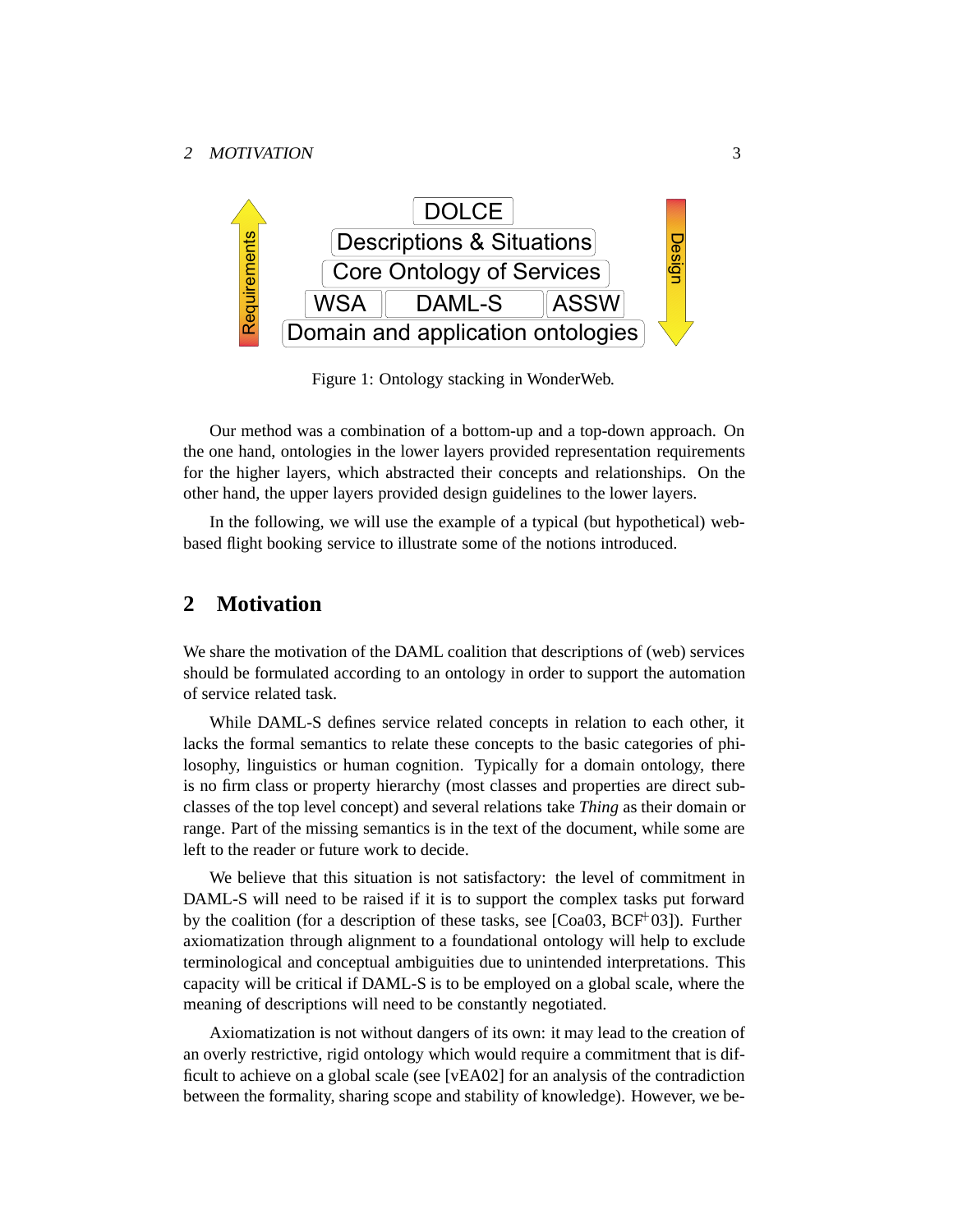Requirements

DOLCE

Descriptions & Situations

Core Ontology of Services

WSA

DAML-S

ASSW

Domain and application ontologies

Design

Figure 1: Ontology stacking in WonderWeb.

Our method was a combination of a bottom-up and a top-down approach. On the one hand, ontologies in the lower layers provided representation requirements for the higher layers, which abstracted their concepts and relationships. On the other hand, the upper layers provided design guidelines to the lower layers.

In the following, we will use the example of a typical (but hypothetical) web-based flight booking service to illustrate some of the notions introduced.

## 2 Motivation

We share the motivation of the DAML coalition that descriptions of (web) services should be formulated according to an ontology in order to support the automation of service related task.

While DAML-S defines service related concepts in relation to each other, it lacks the formal semantics to relate these concepts to the basic categories of philosophy, linguistics or human cognition. Typically for a domain ontology, there is no firm class or property hierarchy (most classes and properties are direct subclasses of the top level concept) and several relations take *Thing* as their domain or range. Part of the missing semantics is in the text of the document, while some are left to the reader or future work to decide.

We believe that this situation is not satisfactory: the level of commitment in DAML-S will need to be raised if it is to support the complex tasks put forward by the coalition (for a description of these tasks, see [Coa03, BCF+03]). Further axiomatization through alignment to a foundational ontology will help to exclude terminological and conceptual ambiguities due to unintended interpretations. This capacity will be critical if DAML-S is to be employed on a global scale, where the meaning of descriptions will need to be constantly negotiated.

Axiomatization is not without dangers of its own: it may lead to the creation of an overly restrictive, rigid ontology which would require a commitment that is difficult to achieve on a global scale (see [vEA02] for an analysis of the contradiction between the formality, sharing scope and stability of knowledge). However, we be-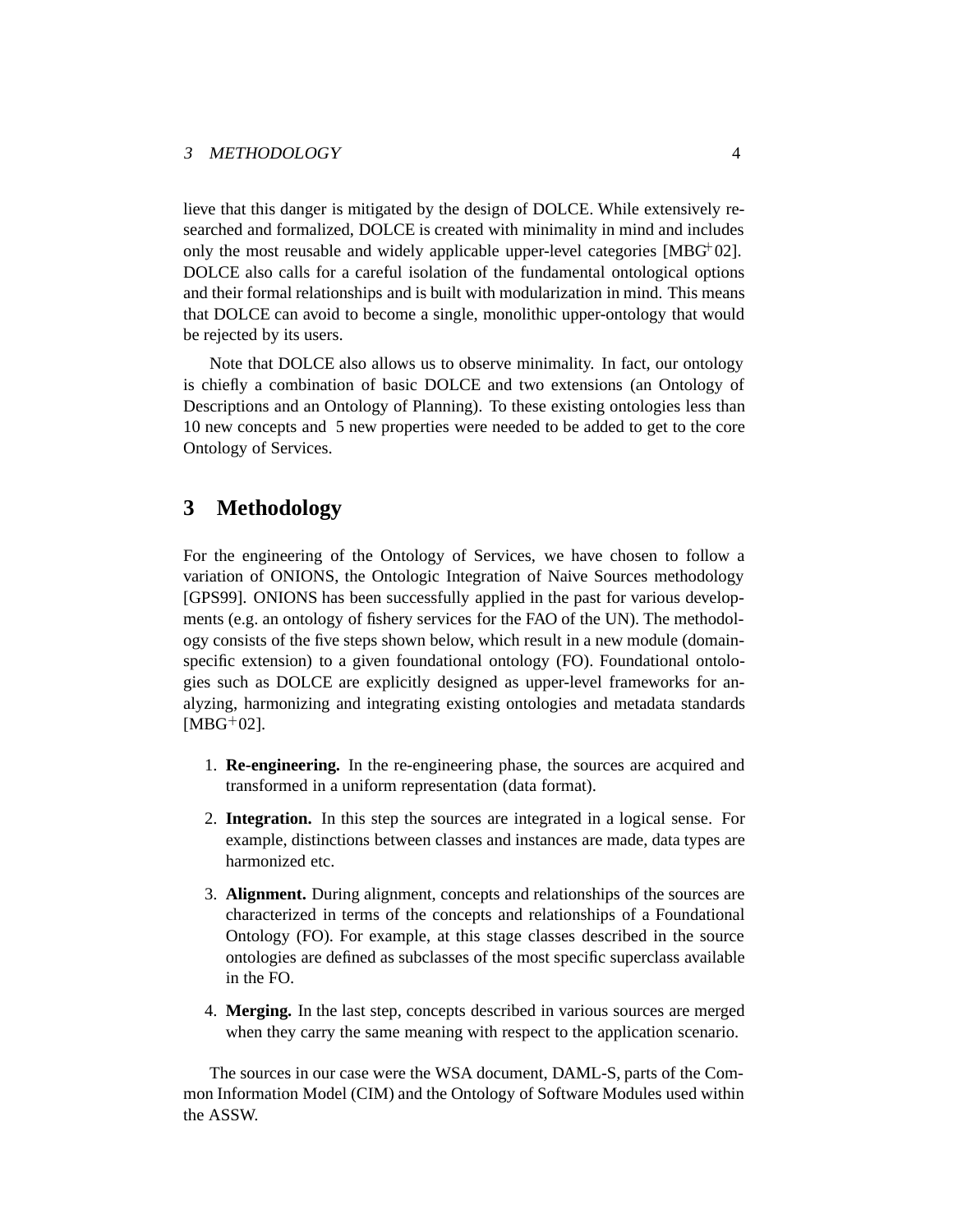lieve that this danger is mitigated by the design of DOLCE. While extensively researched and formalized, DOLCE is created with minimality in mind and includes only the most reusable and widely applicable upper-level categories [MBG+02]. DOLCE also calls for a careful isolation of the fundamental ontological options and their formal relationships and is built with modularization in mind. This means that DOLCE can avoid to become a single, monolithic upper-ontology that would be rejected by its users.

Note that DOLCE also allows us to observe minimality. In fact, our ontology is chiefly a combination of basic DOLCE and two extensions (an Ontology of Descriptions and an Ontology of Planning). To these existing ontologies less than 10 new concepts and 5 new properties were needed to be added to get to the core Ontology of Services.

## 3 Methodology

For the engineering of the Ontology of Services, we have chosen to follow a variation of ONIONS, the Ontologic Integration of Naive Sources methodology [GPS99]. ONIONS has been successfully applied in the past for various developments (e.g. an ontology of fishery services for the FAO of the UN). The methodology consists of the five steps shown below, which result in a new module (domain-specific extension) to a given foundational ontology (FO). Foundational ontologies such as DOLCE are explicitly designed as upper-level frameworks for analyzing, harmonizing and integrating existing ontologies and metadata standards [MBG+02].

1. **Re-engineering.** In the re-engineering phase, the sources are acquired and transformed in a uniform representation (data format).
2. **Integration.** In this step the sources are integrated in a logical sense. For example, distinctions between classes and instances are made, data types are harmonized etc.
3. **Alignment.** During alignment, concepts and relationships of the sources are characterized in terms of the concepts and relationships of a Foundational Ontology (FO). For example, at this stage classes described in the source ontologies are defined as subclasses of the most specific superclass available in the FO.
4. **Merging.** In the last step, concepts described in various sources are merged when they carry the same meaning with respect to the application scenario.

The sources in our case were the WSA document, DAML-S, parts of the Common Information Model (CIM) and the Ontology of Software Modules used within the ASSW.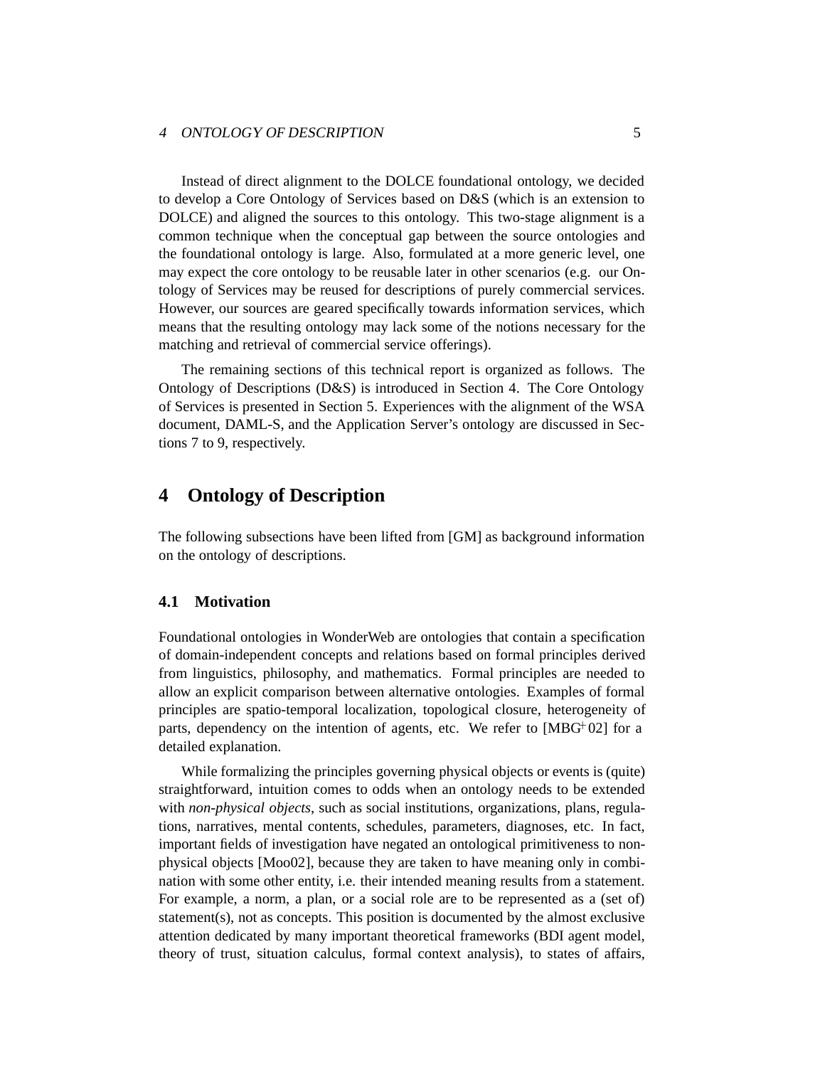Instead of direct alignment to the DOLCE foundational ontology, we decided to develop a Core Ontology of Services based on D&S (which is an extension to DOLCE) and aligned the sources to this ontology. This two-stage alignment is a common technique when the conceptual gap between the source ontologies and the foundational ontology is large. Also, formulated at a more generic level, one may expect the core ontology to be reusable later in other scenarios (e.g. our Ontology of Services may be reused for descriptions of purely commercial services. However, our sources are geared specifically towards information services, which means that the resulting ontology may lack some of the notions necessary for the matching and retrieval of commercial service offerings).

The remaining sections of this technical report is organized as follows. The Ontology of Descriptions (D&S) is introduced in Section 4. The Core Ontology of Services is presented in Section 5. Experiences with the alignment of the WSA document, DAML-S, and the Application Server's ontology are discussed in Sections 7 to 9, respectively.

# 4 Ontology of Description

The following subsections have been lifted from [GM] as background information on the ontology of descriptions.

## 4.1 Motivation

Foundational ontologies in WonderWeb are ontologies that contain a specification of domain-independent concepts and relations based on formal principles derived from linguistics, philosophy, and mathematics. Formal principles are needed to allow an explicit comparison between alternative ontologies. Examples of formal principles are spatio-temporal localization, topological closure, heterogeneity of parts, dependency on the intention of agents, etc. We refer to [MBG+02] for a detailed explanation.

While formalizing the principles governing physical objects or events is (quite) straightforward, intuition comes to odds when an ontology needs to be extended with *non-physical objects*, such as social institutions, organizations, plans, regulations, narratives, mental contents, schedules, parameters, diagnoses, etc. In fact, important fields of investigation have negated an ontological primitiveness to non-physical objects [Moo02], because they are taken to have meaning only in combination with some other entity, i.e. their intended meaning results from a statement. For example, a norm, a plan, or a social role are to be represented as a (set of) statement(s), not as concepts. This position is documented by the almost exclusive attention dedicated by many important theoretical frameworks (BDI agent model, theory of trust, situation calculus, formal context analysis), to states of affairs,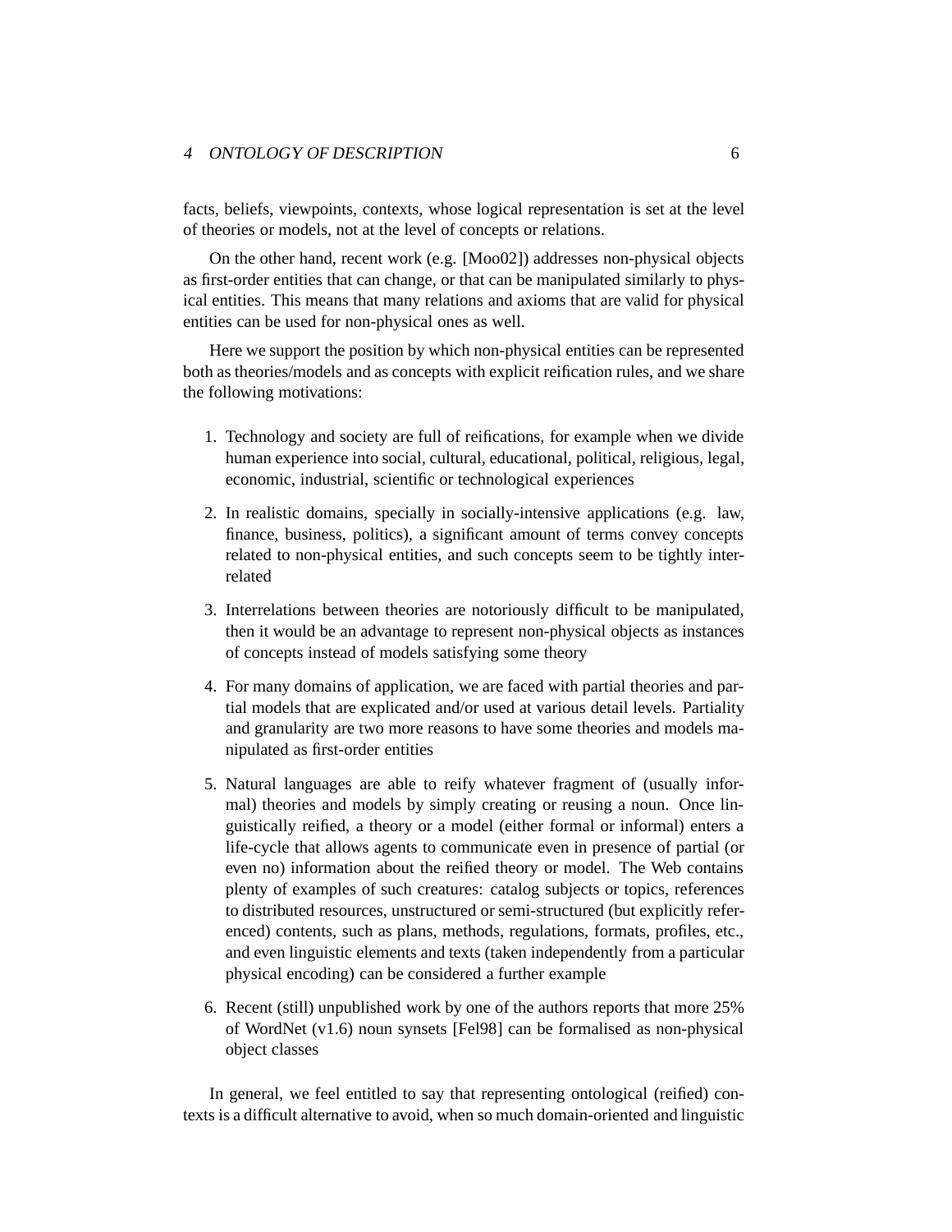facts, beliefs, viewpoints, contexts, whose logical representation is set at the level of theories or models, not at the level of concepts or relations.

On the other hand, recent work (e.g. [Moo02]) addresses non-physical objects as first-order entities that can change, or that can be manipulated similarly to physical entities. This means that many relations and axioms that are valid for physical entities can be used for non-physical ones as well.

Here we support the position by which non-physical entities can be represented both as theories/models and as concepts with explicit reification rules, and we share the following motivations:

1. Technology and society are full of reifications, for example when we divide human experience into social, cultural, educational, political, religious, legal, economic, industrial, scientific or technological experiences
2. In realistic domains, specially in socially-intensive applications (e.g. law, finance, business, politics), a significant amount of terms convey concepts related to non-physical entities, and such concepts seem to be tightly interrelated
3. Interrelations between theories are notoriously difficult to be manipulated, then it would be an advantage to represent non-physical objects as instances of concepts instead of models satisfying some theory
4. For many domains of application, we are faced with partial theories and partial models that are explicated and/or used at various detail levels. Partiality and granularity are two more reasons to have some theories and models manipulated as first-order entities
5. Natural languages are able to reify whatever fragment of (usually informal) theories and models by simply creating or reusing a noun. Once linguistically reified, a theory or a model (either formal or informal) enters a life-cycle that allows agents to communicate even in presence of partial (or even no) information about the reified theory or model. The Web contains plenty of examples of such creatures: catalog subjects or topics, references to distributed resources, unstructured or semi-structured (but explicitly referenced) contents, such as plans, methods, regulations, formats, profiles, etc., and even linguistic elements and texts (taken independently from a particular physical encoding) can be considered a further example
6. Recent (still) unpublished work by one of the authors reports that more 25% of WordNet (v1.6) noun synsets [Fel98] can be formalised as non-physical object classes

In general, we feel entitled to say that representing ontological (reified) contexts is a difficult alternative to avoid, when so much domain-oriented and linguistic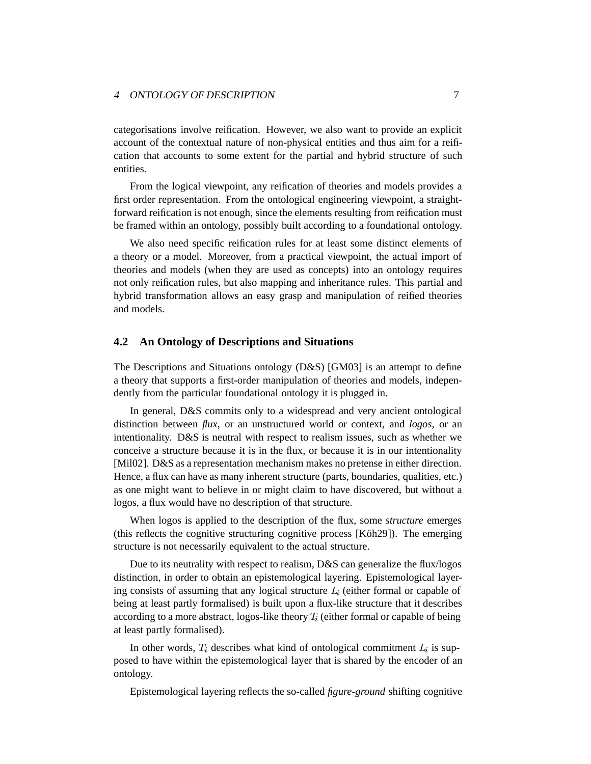categorisations involve reification. However, we also want to provide an explicit account of the contextual nature of non-physical entities and thus aim for a reification that accounts to some extent for the partial and hybrid structure of such entities.

From the logical viewpoint, any reification of theories and models provides a first order representation. From the ontological engineering viewpoint, a straightforward reification is not enough, since the elements resulting from reification must be framed within an ontology, possibly built according to a foundational ontology.

We also need specific reification rules for at least some distinct elements of a theory or a model. Moreover, from a practical viewpoint, the actual import of theories and models (when they are used as concepts) into an ontology requires not only reification rules, but also mapping and inheritance rules. This partial and hybrid transformation allows an easy grasp and manipulation of reified theories and models.

## 4.2 An Ontology of Descriptions and Situations

The Descriptions and Situations ontology (D&S) [GM03] is an attempt to define a theory that supports a first-order manipulation of theories and models, independently from the particular foundational ontology it is plugged in.

In general, D&S commits only to a widespread and very ancient ontological distinction between *flux*, or an unstructured world or context, and *logos*, or an intentionality. D&S is neutral with respect to realism issues, such as whether we conceive a structure because it is in the flux, or because it is in our intentionality [Mil02]. D&S as a representation mechanism makes no pretense in either direction. Hence, a flux can have as many inherent structure (parts, boundaries, qualities, etc.) as one might want to believe in or might claim to have discovered, but without a logos, a flux would have no description of that structure.

When logos is applied to the description of the flux, some *structure* emerges (this reflects the cognitive structuring cognitive process [Köh29]). The emerging structure is not necessarily equivalent to the actual structure.

Due to its neutrality with respect to realism, D&S can generalize the flux/logos distinction, in order to obtain an epistemological layering. Epistemological layering consists of assuming that any logical structure $L_i$ (either formal or capable of being at least partly formalised) is built upon a flux-like structure that it describes according to a more abstract, logos-like theory $T_i$ (either formal or capable of being at least partly formalised).

In other words, $T_i$ describes what kind of ontological commitment $L_i$ is supposed to have within the epistemological layer that is shared by the encoder of an ontology.

Epistemological layering reflects the so-called *figure-ground* shifting cognitive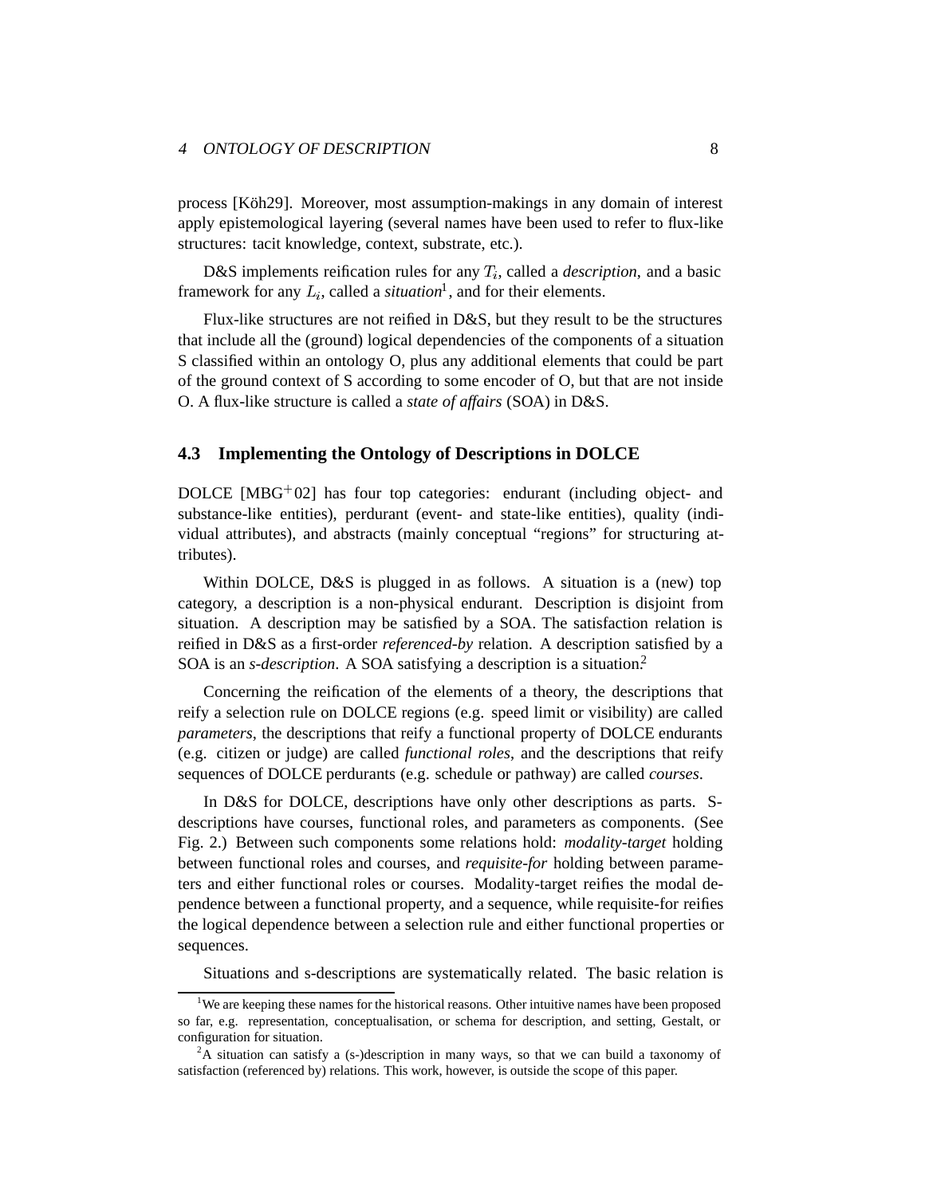process [Köh29]. Moreover, most assumption-makings in any domain of interest apply epistemological layering (several names have been used to refer to flux-like structures: tacit knowledge, context, substrate, etc.).

D&S implements reification rules for any $T_i$, called a *description*, and a basic framework for any $L_i$, called a *situation*[1], and for their elements.

Flux-like structures are not reified in D&S, but they result to be the structures that include all the (ground) logical dependencies of the components of a situation S classified within an ontology O, plus any additional elements that could be part of the ground context of S according to some encoder of O, but that are not inside O. A flux-like structure is called a *state of affairs* (SOA) in D&S.

## 4.3 Implementing the Ontology of Descriptions in DOLCE

DOLCE [MBG$^+$02] has four top categories: endurant (including object- and substance-like entities), perdurant (event- and state-like entities), quality (individual attributes), and abstracts (mainly conceptual "regions" for structuring attributes).

Within DOLCE, D&S is plugged in as follows. A situation is a (new) top category, a description is a non-physical endurant. Description is disjoint from situation. A description may be satisfied by a SOA. The satisfaction relation is reified in D&S as a first-order *referenced-by* relation. A description satisfied by a SOA is an *s-description*. A SOA satisfying a description is a situation.[2]

Concerning the reification of the elements of a theory, the descriptions that reify a selection rule on DOLCE regions (e.g. speed limit or visibility) are called *parameters*, the descriptions that reify a functional property of DOLCE endurants (e.g. citizen or judge) are called *functional roles*, and the descriptions that reify sequences of DOLCE perdurants (e.g. schedule or pathway) are called *courses*.

In D&S for DOLCE, descriptions have only other descriptions as parts. S-descriptions have courses, functional roles, and parameters as components. (See Fig. 2.) Between such components some relations hold: *modality-target* holding between functional roles and courses, and *requisite-for* holding between parameters and either functional roles or courses. Modality-target reifies the modal dependence between a functional property, and a sequence, while requisite-for reifies the logical dependence between a selection rule and either functional properties or sequences.

Situations and s-descriptions are systematically related. The basic relation is

[1] We are keeping these names for the historical reasons. Other intuitive names have been proposed so far, e.g. representation, conceptualisation, or schema for description, and setting, Gestalt, or configuration for situation.

[2] A situation can satisfy a (s-)description in many ways, so that we can build a taxonomy of satisfaction (referenced by) relations. This work, however, is outside the scope of this paper.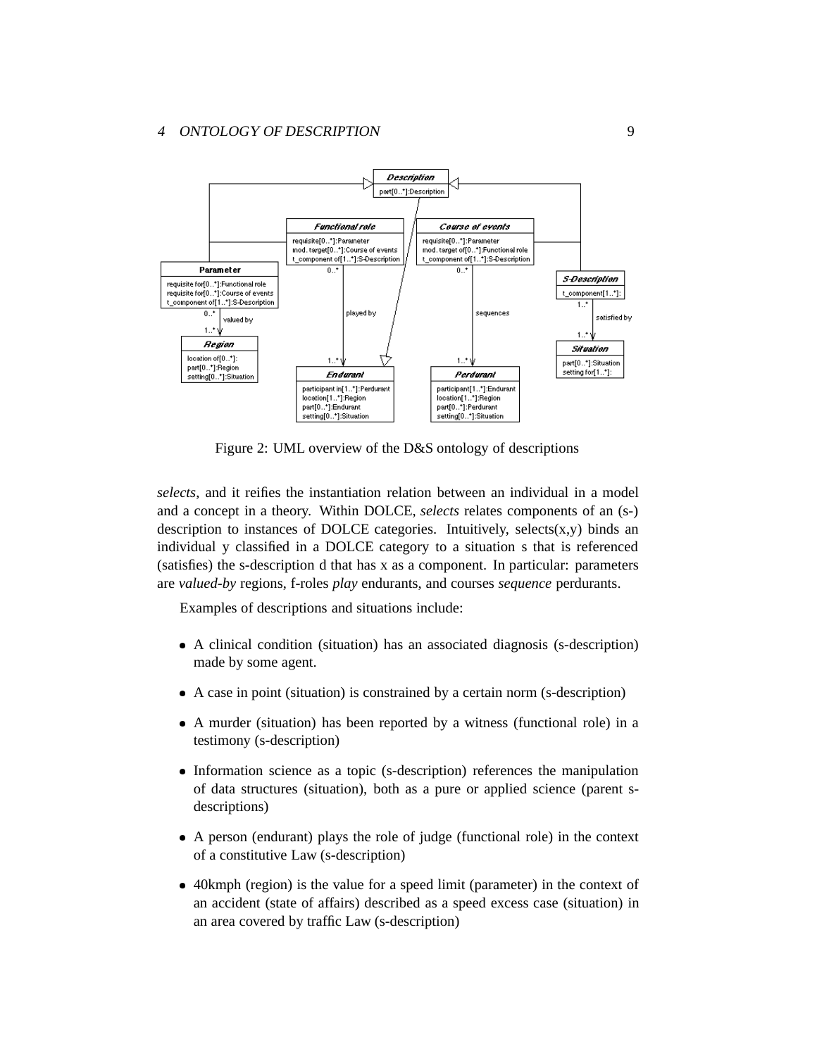Description
part[0..*]:Description

Functional role
requisite[0..*]:Parameter
mod. target[0..*]:Course of events
t_component of[1..*]:S-Description

Course of events
requisite[0..*]:Parameter
mod. target of[0..*]:Functional role
t_component of[1..*]:S-Description

Parameter
requisite for[0..*]:Functional role
requisite for[0..*]:Course of events
t_component of[1..*]:S-Description

S-Description
t_component[1..*]:

0..*
valued by
1..*

Region
location of[0..*]:
part[0..*]:Region
setting[0..*]:Situation

0..*
played by
1..*

Endurant
participant in[1..*]:Perdurant
location[1..*]:Region
part[0..*]:Endurant
setting[0..*]:Situation

0..*
sequences
1..*

Perdurant
participant[1..*]:Endurant
location[1..*]:Region
part[0..*]:Perdurant
setting[0..*]:Situation

1..*
satisfied by
1..*

Situation
part[0..*]:Situation
setting for[1..*]:

Figure 2: UML overview of the D&S ontology of descriptions

*selects*, and it reifies the instantiation relation between an individual in a model and a concept in a theory. Within DOLCE, *selects* relates components of an (s-) description to instances of DOLCE categories. Intuitively, selects(x,y) binds an individual y classified in a DOLCE category to a situation s that is referenced (satisfies) the s-description d that has x as a component. In particular: parameters are *valued-by* regions, f-roles *play* endurants, and courses *sequence* perdurants.

Examples of descriptions and situations include:

- A clinical condition (situation) has an associated diagnosis (s-description) made by some agent.
- A case in point (situation) is constrained by a certain norm (s-description)
- A murder (situation) has been reported by a witness (functional role) in a testimony (s-description)
- Information science as a topic (s-description) references the manipulation of data structures (situation), both as a pure or applied science (parent s-descriptions)
- A person (endurant) plays the role of judge (functional role) in the context of a constitutive Law (s-description)
- 40kmph (region) is the value for a speed limit (parameter) in the context of an accident (state of affairs) described as a speed excess case (situation) in an area covered by traffic Law (s-description)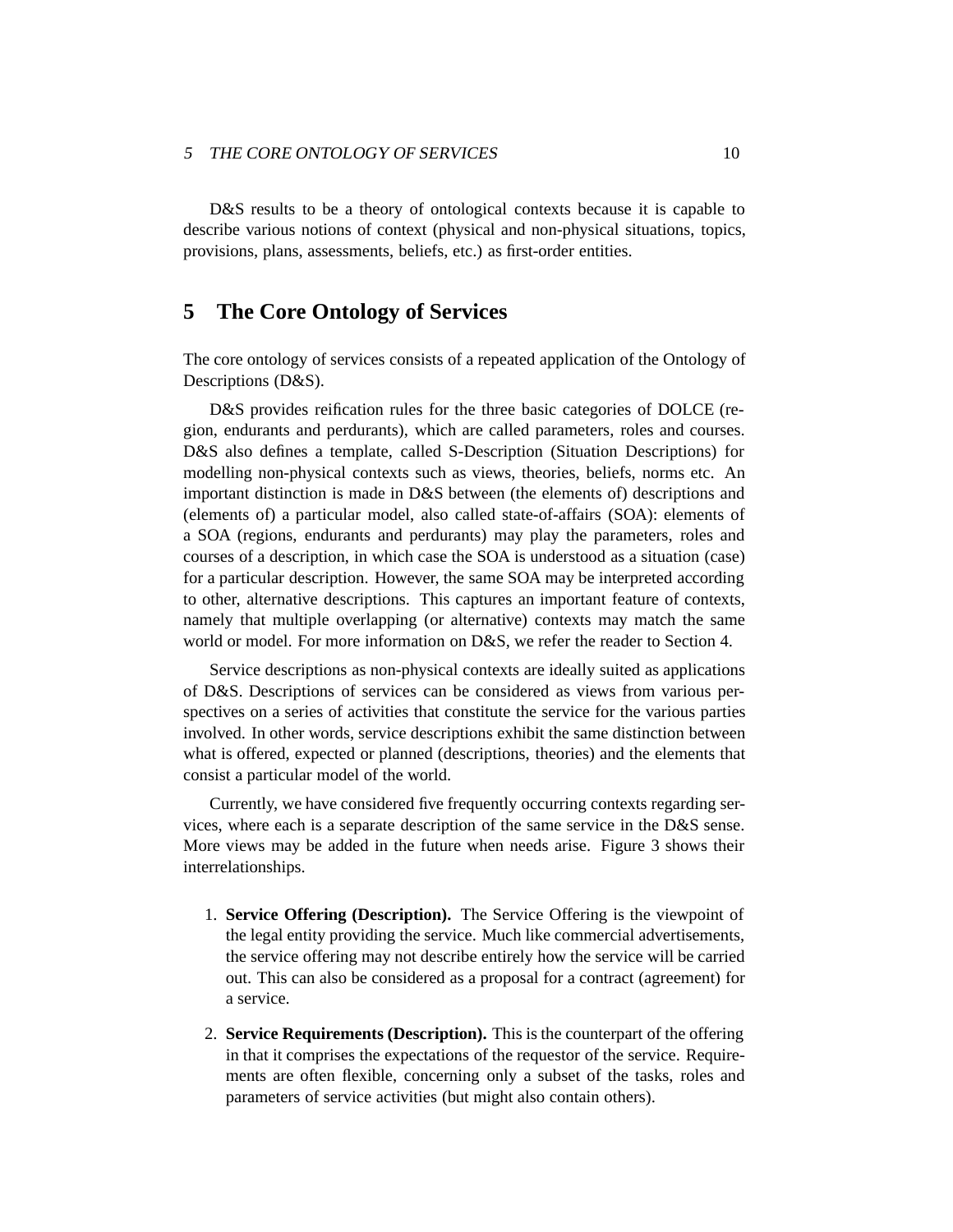D&S results to be a theory of ontological contexts because it is capable to describe various notions of context (physical and non-physical situations, topics, provisions, plans, assessments, beliefs, etc.) as first-order entities.

## 5 The Core Ontology of Services

The core ontology of services consists of a repeated application of the Ontology of Descriptions (D&S).

D&S provides reification rules for the three basic categories of DOLCE (region, endurants and perdurants), which are called parameters, roles and courses. D&S also defines a template, called S-Description (Situation Descriptions) for modelling non-physical contexts such as views, theories, beliefs, norms etc. An important distinction is made in D&S between (the elements of) descriptions and (elements of) a particular model, also called state-of-affairs (SOA): elements of a SOA (regions, endurants and perdurants) may play the parameters, roles and courses of a description, in which case the SOA is understood as a situation (case) for a particular description. However, the same SOA may be interpreted according to other, alternative descriptions. This captures an important feature of contexts, namely that multiple overlapping (or alternative) contexts may match the same world or model. For more information on D&S, we refer the reader to Section 4.

Service descriptions as non-physical contexts are ideally suited as applications of D&S. Descriptions of services can be considered as views from various perspectives on a series of activities that constitute the service for the various parties involved. In other words, service descriptions exhibit the same distinction between what is offered, expected or planned (descriptions, theories) and the elements that consist a particular model of the world.

Currently, we have considered five frequently occurring contexts regarding services, where each is a separate description of the same service in the D&S sense. More views may be added in the future when needs arise. Figure 3 shows their interrelationships.

1. **Service Offering (Description).** The Service Offering is the viewpoint of the legal entity providing the service. Much like commercial advertisements, the service offering may not describe entirely how the service will be carried out. This can also be considered as a proposal for a contract (agreement) for a service.

2. **Service Requirements (Description).** This is the counterpart of the offering in that it comprises the expectations of the requestor of the service. Requirements are often flexible, concerning only a subset of the tasks, roles and parameters of service activities (but might also contain others).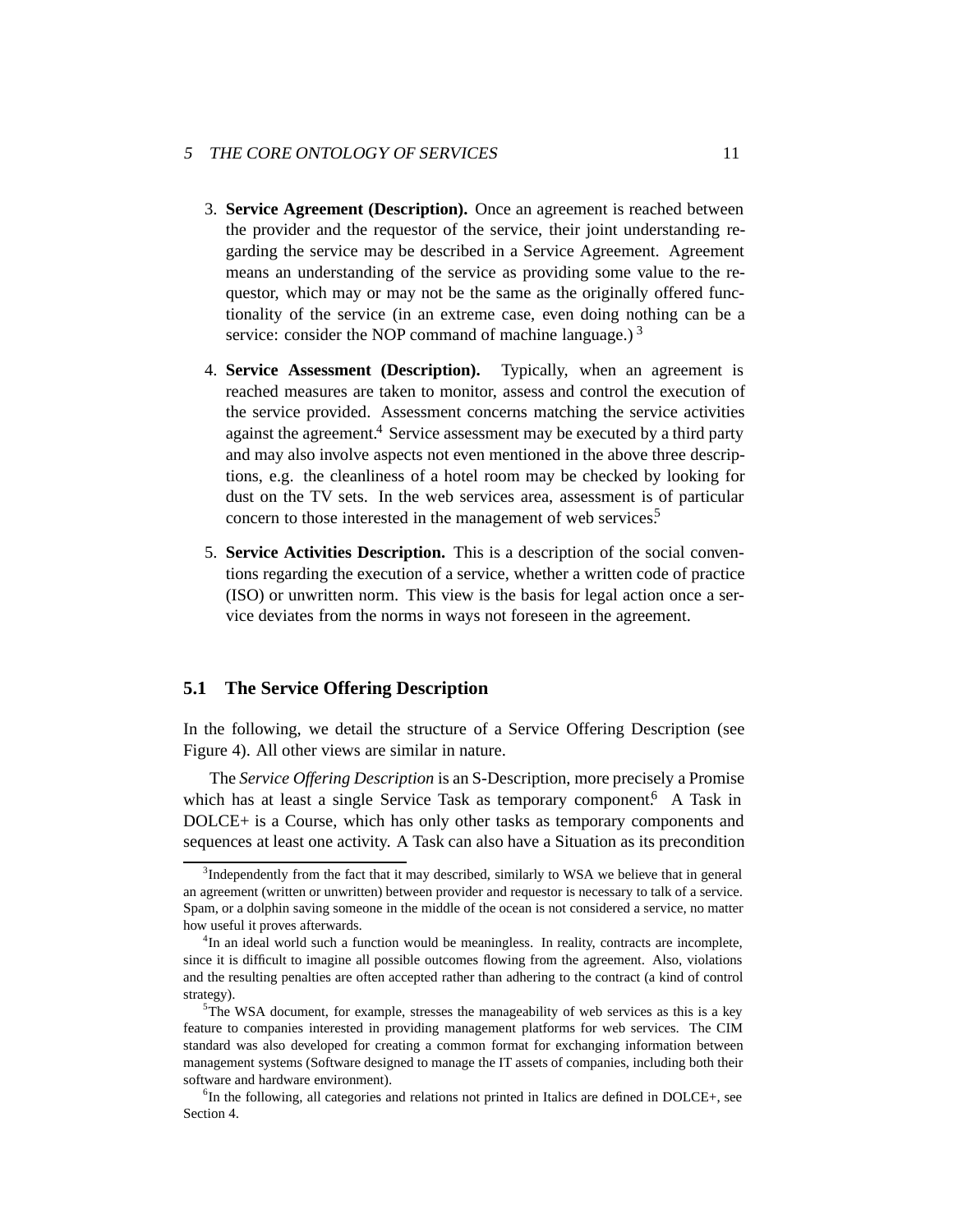3. **Service Agreement (Description).** Once an agreement is reached between the provider and the requestor of the service, their joint understanding regarding the service may be described in a Service Agreement. Agreement means an understanding of the service as providing some value to the requestor, which may or may not be the same as the originally offered functionality of the service (in an extreme case, even doing nothing can be a service: consider the NOP command of machine language.) [3]

4. **Service Assessment (Description).** Typically, when an agreement is reached measures are taken to monitor, assess and control the execution of the service provided. Assessment concerns matching the service activities against the agreement.[4] Service assessment may be executed by a third party and may also involve aspects not even mentioned in the above three descriptions, e.g. the cleanliness of a hotel room may be checked by looking for dust on the TV sets. In the web services area, assessment is of particular concern to those interested in the management of web services.[5]

5. **Service Activities Description.** This is a description of the social conventions regarding the execution of a service, whether a written code of practice (ISO) or unwritten norm. This view is the basis for legal action once a service deviates from the norms in ways not foreseen in the agreement.

## 5.1 The Service Offering Description

In the following, we detail the structure of a Service Offering Description (see Figure 4). All other views are similar in nature.

The *Service Offering Description* is an S-Description, more precisely a Promise which has at least a single Service Task as temporary component.[6] A Task in DOLCE+ is a Course, which has only other tasks as temporary components and sequences at least one activity. A Task can also have a Situation as its precondition

---

[3] Independently from the fact that it may described, similarly to WSA we believe that in general an agreement (written or unwritten) between provider and requestor is necessary to talk of a service. Spam, or a dolphin saving someone in the middle of the ocean is not considered a service, no matter how useful it proves afterwards.

[4] In an ideal world such a function would be meaningless. In reality, contracts are incomplete, since it is difficult to imagine all possible outcomes flowing from the agreement. Also, violations and the resulting penalties are often accepted rather than adhering to the contract (a kind of control strategy).

[5] The WSA document, for example, stresses the manageability of web services as this is a key feature to companies interested in providing management platforms for web services. The CIM standard was also developed for creating a common format for exchanging information between management systems (Software designed to manage the IT assets of companies, including both their software and hardware environment).

[6] In the following, all categories and relations not printed in Italics are defined in DOLCE+, see Section 4.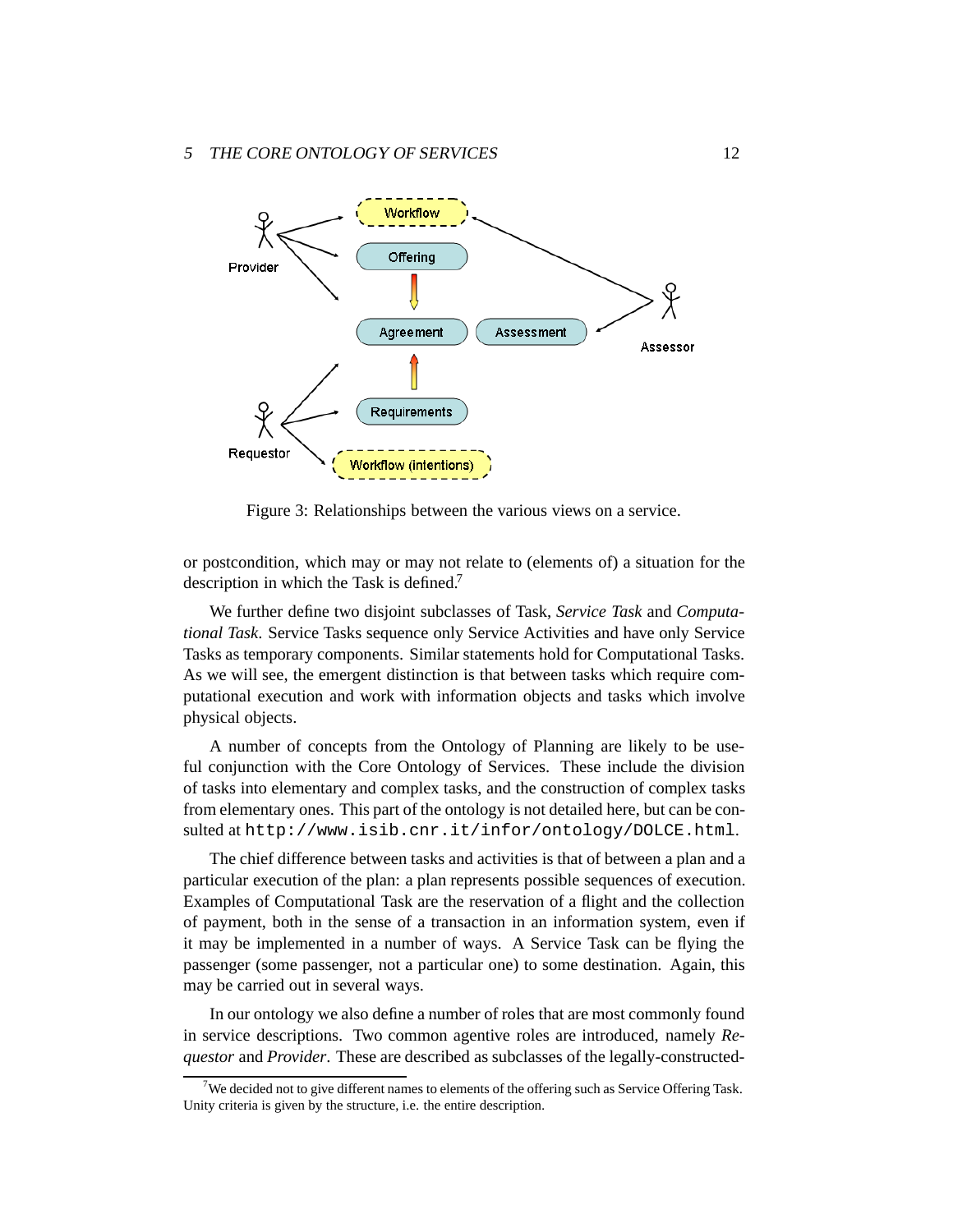Workflow
Offering
Agreement
Assessment
Requirements
Workflow (intentions)
Provider
Requestor
Assessor

Figure 3: Relationships between the various views on a service.

or postcondition, which may or may not relate to (elements of) a situation for the description in which the Task is defined.[7]

We further define two disjoint subclasses of Task, *Service Task* and *Computational Task*. Service Tasks sequence only Service Activities and have only Service Tasks as temporary components. Similar statements hold for Computational Tasks. As we will see, the emergent distinction is that between tasks which require computational execution and work with information objects and tasks which involve physical objects.

A number of concepts from the Ontology of Planning are likely to be useful conjunction with the Core Ontology of Services. These include the division of tasks into elementary and complex tasks, and the construction of complex tasks from elementary ones. This part of the ontology is not detailed here, but can be consulted at `http://www.isib.cnr.it/infor/ontology/DOLCE.html`.

The chief difference between tasks and activities is that of between a plan and a particular execution of the plan: a plan represents possible sequences of execution. Examples of Computational Task are the reservation of a flight and the collection of payment, both in the sense of a transaction in an information system, even if it may be implemented in a number of ways. A Service Task can be flying the passenger (some passenger, not a particular one) to some destination. Again, this may be carried out in several ways.

In our ontology we also define a number of roles that are most commonly found in service descriptions. Two common agentive roles are introduced, namely *Requestor* and *Provider*. These are described as subclasses of the legally-constructed-

[7] We decided not to give different names to elements of the offering such as Service Offering Task. Unity criteria is given by the structure, i.e. the entire description.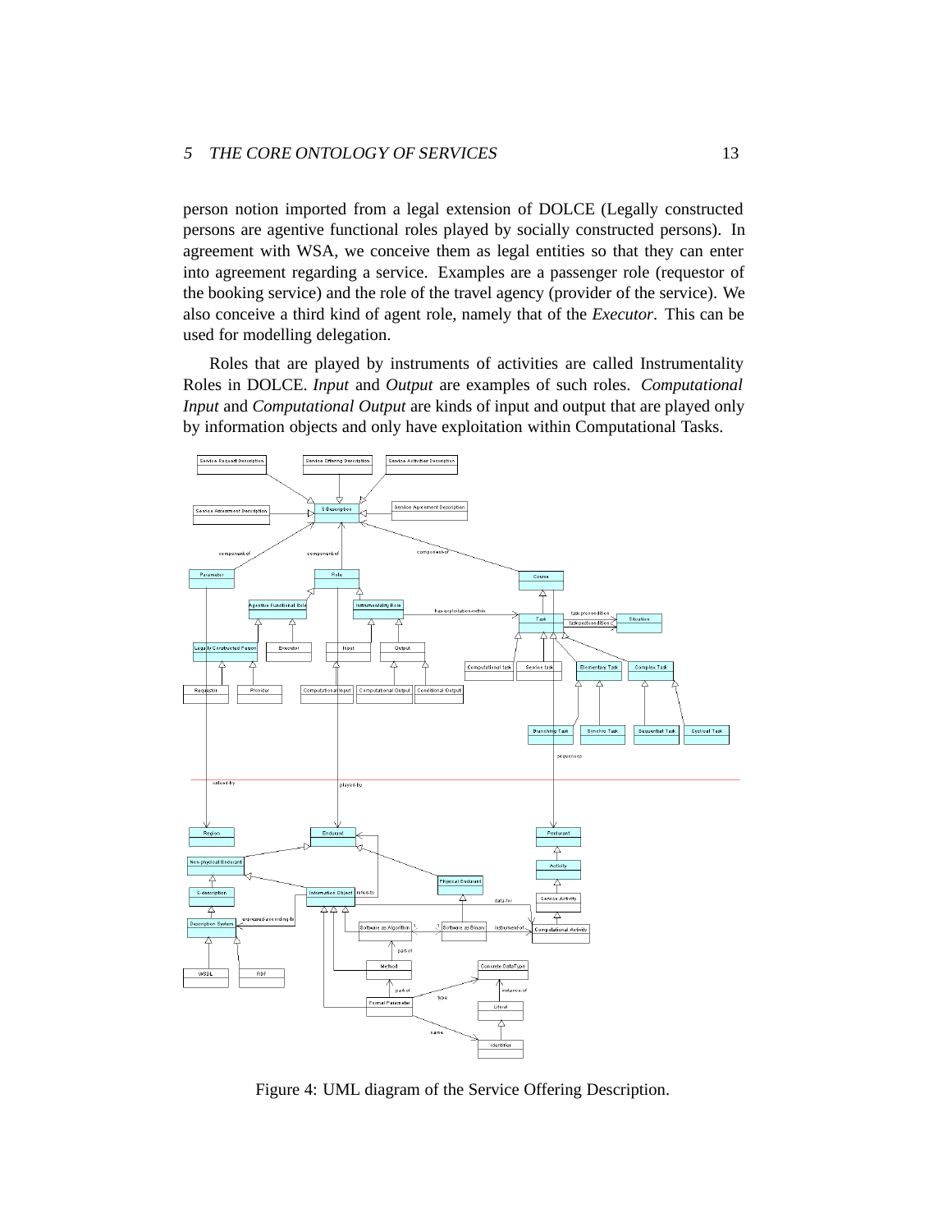person notion imported from a legal extension of DOLCE (Legally constructed persons are agentive functional roles played by socially constructed persons). In agreement with WSA, we conceive them as legal entities so that they can enter into agreement regarding a service. Examples are a passenger role (requestor of the booking service) and the role of the travel agency (provider of the service). We also conceive a third kind of agent role, namely that of the *Executor*. This can be used for modelling delegation.

Roles that are played by instruments of activities are called Instrumentality Roles in DOLCE. *Input* and *Output* are examples of such roles. *Computational Input* and *Computational Output* are kinds of input and output that are played only by information objects and only have exploitation within Computational Tasks.

Figure 4: UML diagram of the Service Offering Description.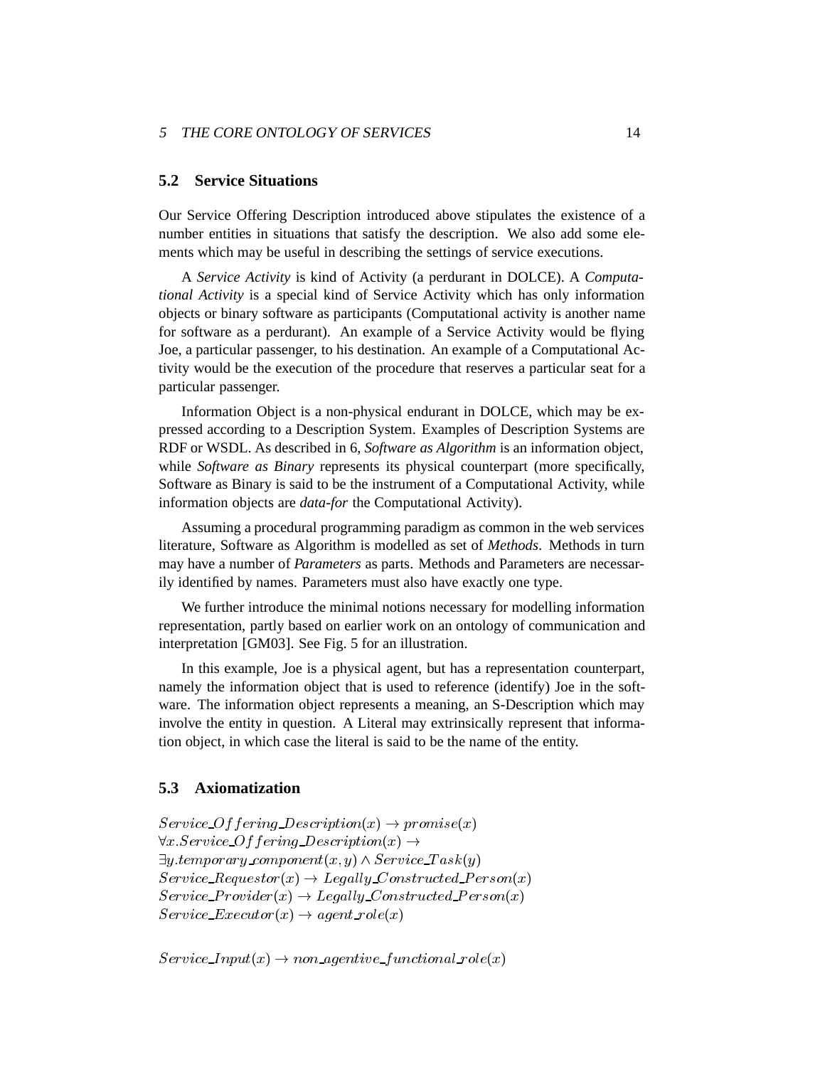## 5.2 Service Situations

Our Service Offering Description introduced above stipulates the existence of a number entities in situations that satisfy the description. We also add some elements which may be useful in describing the settings of service executions.

A *Service Activity* is kind of Activity (a perdurant in DOLCE). A *Computational Activity* is a special kind of Service Activity which has only information objects or binary software as participants (Computational activity is another name for software as a perdurant). An example of a Service Activity would be flying Joe, a particular passenger, to his destination. An example of a Computational Activity would be the execution of the procedure that reserves a particular seat for a particular passenger.

Information Object is a non-physical endurant in DOLCE, which may be expressed according to a Description System. Examples of Description Systems are RDF or WSDL. As described in 6, *Software as Algorithm* is an information object, while *Software as Binary* represents its physical counterpart (more specifically, Software as Binary is said to be the instrument of a Computational Activity, while information objects are *data-for* the Computational Activity).

Assuming a procedural programming paradigm as common in the web services literature, Software as Algorithm is modelled as set of *Methods*. Methods in turn may have a number of *Parameters* as parts. Methods and Parameters are necessarily identified by names. Parameters must also have exactly one type.

We further introduce the minimal notions necessary for modelling information representation, partly based on earlier work on an ontology of communication and interpretation [GM03]. See Fig. 5 for an illustration.

In this example, Joe is a physical agent, but has a representation counterpart, namely the information object that is used to reference (identify) Joe in the software. The information object represents a meaning, an S-Description which may involve the entity in question. A Literal may extrinsically represent that information object, in which case the literal is said to be the name of the entity.

## 5.3 Axiomatization

$Service\_Offering\_Description(x) \rightarrow promise(x)$
$\forall x.Service\_Offering\_Description(x) \rightarrow$
$\exists y.temporary\_component(x, y) \wedge Service\_Task(y)$
$Service\_Requestor(x) \rightarrow Legally\_Constructed\_Person(x)$
$Service\_Provider(x) \rightarrow Legally\_Constructed\_Person(x)$
$Service\_Executor(x) \rightarrow agent\_role(x)$

$Service\_Input(x) \rightarrow non\_agentive\_functional\_role(x)$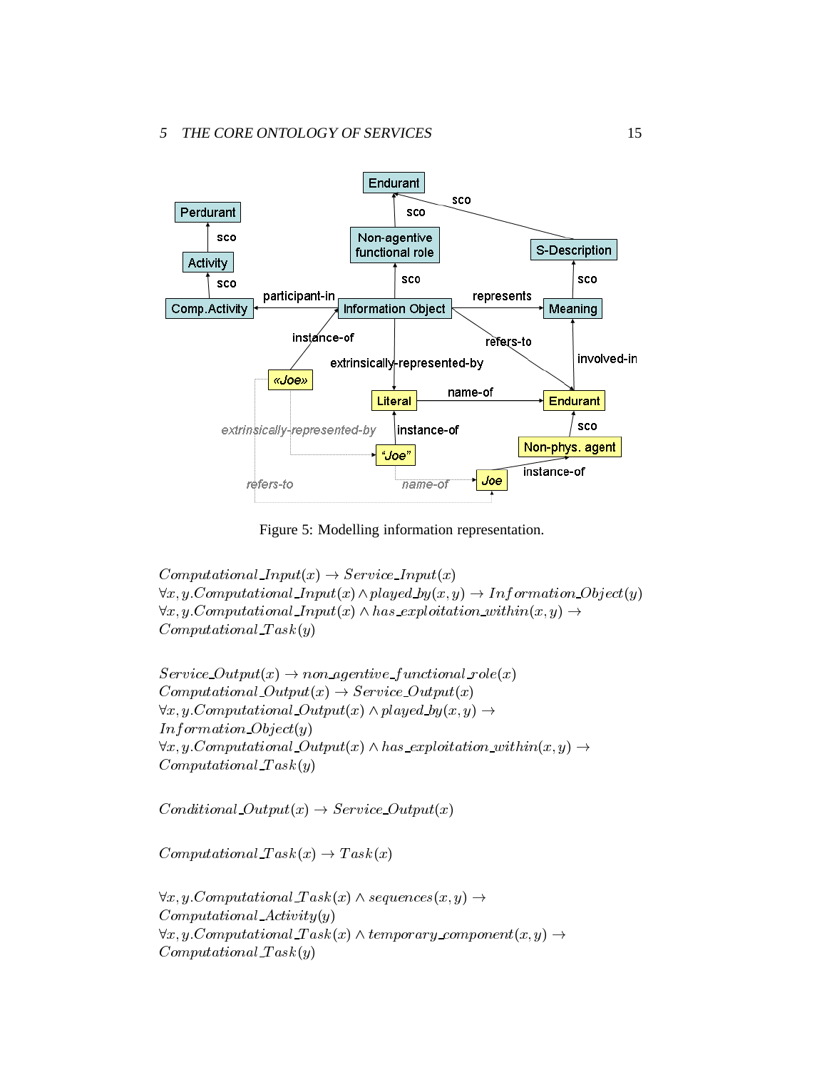Endurant
sco
sco
Perdurant
Non-agentive functional role
S-Description
sco
Activity
sco
sco
sco
Comp.Activity
participant-in
Information Object
represents
Meaning
instance-of
refers-to
extrinsically-represented-by
involved-in
«Joe»
Literal
name-of
Endurant
extrinsically-represented-by
instance-of
sco
"Joe"
Non-phys. agent
instance-of
refers-to
name-of
Joe

Figure 5: Modelling information representation.

$Computational\_Input(x) \rightarrow Service\_Input(x)$
$\forall x, y. Computational\_Input(x) \wedge played\_by(x, y) \rightarrow Information\_Object(y)$
$\forall x, y. Computational\_Input(x) \wedge has\_exploitation\_within(x, y) \rightarrow Computational\_Task(y)$

$Service\_Output(x) \rightarrow non\_agentive\_functional\_role(x)$
$Computational\_Output(x) \rightarrow Service\_Output(x)$
$\forall x, y. Computational\_Output(x) \wedge played\_by(x, y) \rightarrow Information\_Object(y)$
$\forall x, y. Computational\_Output(x) \wedge has\_exploitation\_within(x, y) \rightarrow Computational\_Task(y)$

$Conditional\_Output(x) \rightarrow Service\_Output(x)$

$Computational\_Task(x) \rightarrow Task(x)$

$\forall x, y. Computational\_Task(x) \wedge sequences(x, y) \rightarrow Computational\_Activity(y)$
$\forall x, y. Computational\_Task(x) \wedge temporary\_component(x, y) \rightarrow Computational\_Task(y)$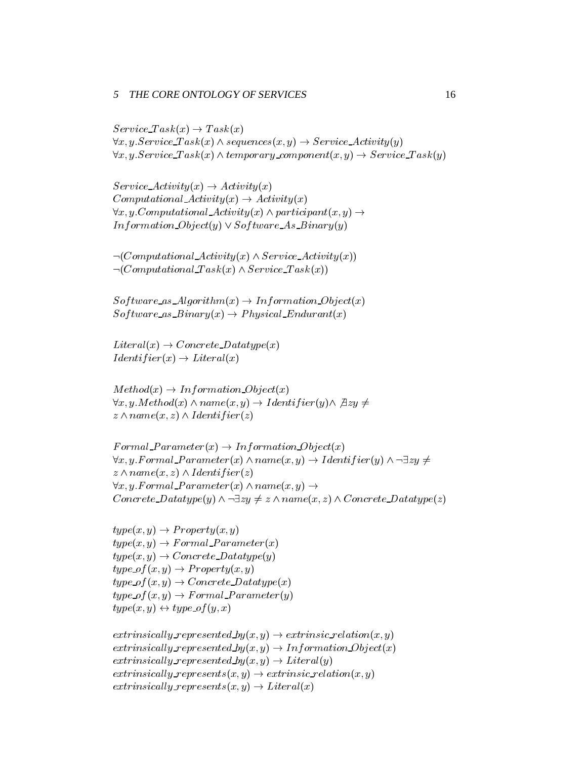$Service\_Task(x) \rightarrow Task(x)$
$\forall x, y. Service\_Task(x) \wedge sequences(x, y) \rightarrow Service\_Activity(y)$
$\forall x, y. Service\_Task(x) \wedge temporary\_component(x, y) \rightarrow Service\_Task(y)$

$Service\_Activity(x) \rightarrow Activity(x)$
$Computational\_Activity(x) \rightarrow Activity(x)$
$\forall x, y. Computational\_Activity(x) \wedge participant(x, y) \rightarrow$
$Information\_Object(y) \vee Software\_As\_Binary(y)$

$\neg(Computational\_Activity(x) \wedge Service\_Activity(x))$
$\neg(Computational\_Task(x) \wedge Service\_Task(x))$

$Software\_as\_Algorithm(x) \rightarrow Information\_Object(x)$
$Software\_as\_Binary(x) \rightarrow Physical\_Endurant(x)$

$Literal(x) \rightarrow Concrete\_Datatype(x)$
$Identifier(x) \rightarrow Literal(x)$

$Method(x) \rightarrow Information\_Object(x)$
$\forall x, y. Method(x) \wedge name(x, y) \rightarrow Identifier(y) \wedge \nexists zy \neq$
$z \wedge name(x, z) \wedge Identifier(z)$

$Formal\_Parameter(x) \rightarrow Information\_Object(x)$
$\forall x, y. Formal\_Parameter(x) \wedge name(x, y) \rightarrow Identifier(y) \wedge \neg\exists zy \neq$
$z \wedge name(x, z) \wedge Identifier(z)$
$\forall x, y. Formal\_Parameter(x) \wedge name(x, y) \rightarrow$
$Concrete\_Datatype(y) \wedge \neg\exists zy \neq z \wedge name(x, z) \wedge Concrete\_Datatype(z)$

$type(x, y) \rightarrow Property(x, y)$
$type(x, y) \rightarrow Formal\_Parameter(x)$
$type(x, y) \rightarrow Concrete\_Datatype(y)$
$type\_of(x, y) \rightarrow Property(x, y)$
$type\_of(x, y) \rightarrow Concrete\_Datatype(x)$
$type\_of(x, y) \rightarrow Formal\_Parameter(y)$
$type(x, y) \leftrightarrow type\_of(y, x)$

$extrinsically\_represented\_by(x, y) \rightarrow extrinsic\_relation(x, y)$
$extrinsically\_represented\_by(x, y) \rightarrow Information\_Object(x)$
$extrinsically\_represented\_by(x, y) \rightarrow Literal(y)$
$extrinsically\_represents(x, y) \rightarrow extrinsic\_relation(x, y)$
$extrinsically\_represents(x, y) \rightarrow Literal(x)$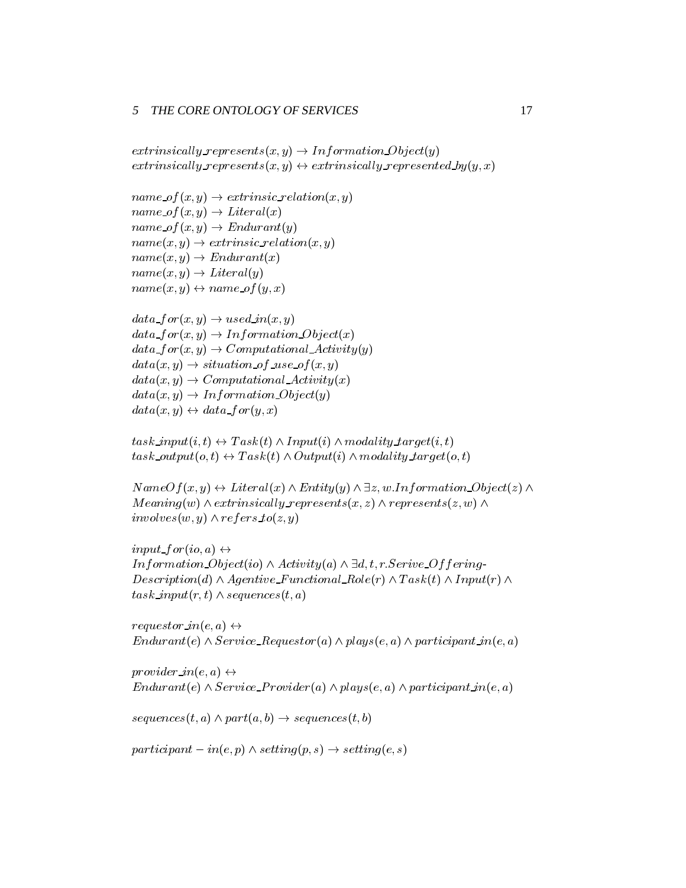$extrinsically\_represents(x, y) \rightarrow Information\_Object(y)$
$extrinsically\_represents(x, y) \leftrightarrow extrinsically\_represented\_by(y, x)$

$name\_of(x, y) \rightarrow extrinsic\_relation(x, y)$
$name\_of(x, y) \rightarrow Literal(x)$
$name\_of(x, y) \rightarrow Endurant(y)$
$name(x, y) \rightarrow extrinsic\_relation(x, y)$
$name(x, y) \rightarrow Endurant(x)$
$name(x, y) \rightarrow Literal(y)$
$name(x, y) \leftrightarrow name\_of(y, x)$

$data\_for(x, y) \rightarrow used\_in(x, y)$
$data\_for(x, y) \rightarrow Information\_Object(x)$
$data\_for(x, y) \rightarrow Computational\_Activity(y)$
$data(x, y) \rightarrow situation\_of\_use\_of(x, y)$
$data(x, y) \rightarrow Computational\_Activity(x)$
$data(x, y) \rightarrow Information\_Object(y)$
$data(x, y) \leftrightarrow data\_for(y, x)$

$task\_input(i, t) \leftrightarrow Task(t) \wedge Input(i) \wedge modality\_target(i, t)$
$task\_output(o, t) \leftrightarrow Task(t) \wedge Output(i) \wedge modality\_target(o, t)$

$NameOf(x, y) \leftrightarrow Literal(x) \wedge Entity(y) \wedge \exists z, w.Information\_Object(z) \wedge$
$Meaning(w) \wedge extrinsically\_represents(x, z) \wedge represents(z, w) \wedge$
$involves(w, y) \wedge refers\_to(z, y)$

$input\_for(io, a) \leftrightarrow$
$Information\_Object(io) \wedge Activity(a) \wedge \exists d, t, r.Serive\_Offering$-
$Description(d) \wedge Agentive\_Functional\_Role(r) \wedge Task(t) \wedge Input(r) \wedge$
$task\_input(r, t) \wedge sequences(t, a)$

$requestor\_in(e, a) \leftrightarrow$
$Endurant(e) \wedge Service\_Requestor(a) \wedge plays(e, a) \wedge participant\_in(e, a)$

$provider\_in(e, a) \leftrightarrow$
$Endurant(e) \wedge Service\_Provider(a) \wedge plays(e, a) \wedge participant\_in(e, a)$

$sequences(t, a) \wedge part(a, b) \rightarrow sequences(t, b)$

$participant - in(e, p) \wedge setting(p, s) \rightarrow setting(e, s)$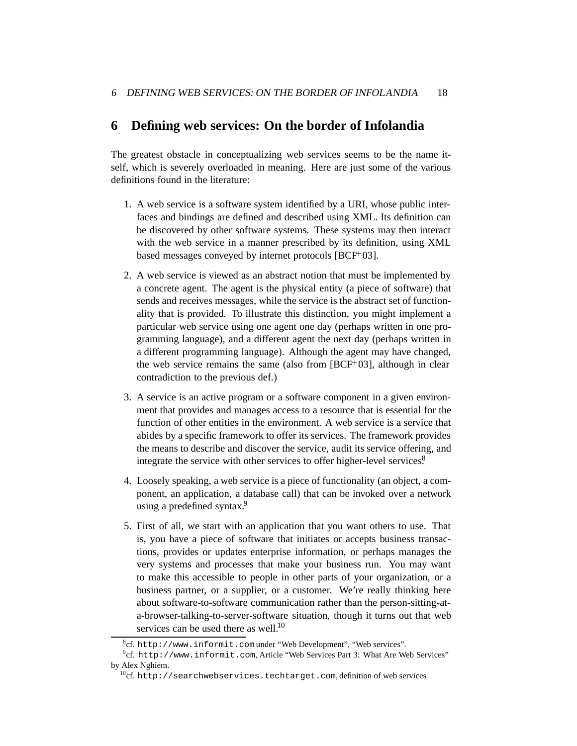# 6 Defining web services: On the border of Infolandia

The greatest obstacle in conceptualizing web services seems to be the name itself, which is severely overloaded in meaning. Here are just some of the various definitions found in the literature:

1. A web service is a software system identified by a URI, whose public interfaces and bindings are defined and described using XML. Its definition can be discovered by other software systems. These systems may then interact with the web service in a manner prescribed by its definition, using XML based messages conveyed by internet protocols [BCF+03].

2. A web service is viewed as an abstract notion that must be implemented by a concrete agent. The agent is the physical entity (a piece of software) that sends and receives messages, while the service is the abstract set of functionality that is provided. To illustrate this distinction, you might implement a particular web service using one agent one day (perhaps written in one programming language), and a different agent the next day (perhaps written in a different programming language). Although the agent may have changed, the web service remains the same (also from [BCF+03], although in clear contradiction to the previous def.)

3. A service is an active program or a software component in a given environment that provides and manages access to a resource that is essential for the function of other entities in the environment. A web service is a service that abides by a specific framework to offer its services. The framework provides the means to describe and discover the service, audit its service offering, and integrate the service with other services to offer higher-level services.[8]

4. Loosely speaking, a web service is a piece of functionality (an object, a component, an application, a database call) that can be invoked over a network using a predefined syntax.[9]

5. First of all, we start with an application that you want others to use. That is, you have a piece of software that initiates or accepts business transactions, provides or updates enterprise information, or perhaps manages the very systems and processes that make your business run. You may want to make this accessible to people in other parts of your organization, or a business partner, or a supplier, or a customer. We're really thinking here about software-to-software communication rather than the person-sitting-at-a-browser-talking-to-server-software situation, though it turns out that web services can be used there as well.[10]

[8] cf. `http://www.informit.com` under "Web Development", "Web services".

[9] cf. `http://www.informit.com`, Article "Web Services Part 3: What Are Web Services" by Alex Nghiem.

[10] cf. `http://searchwebservices.techtarget.com`, definition of web services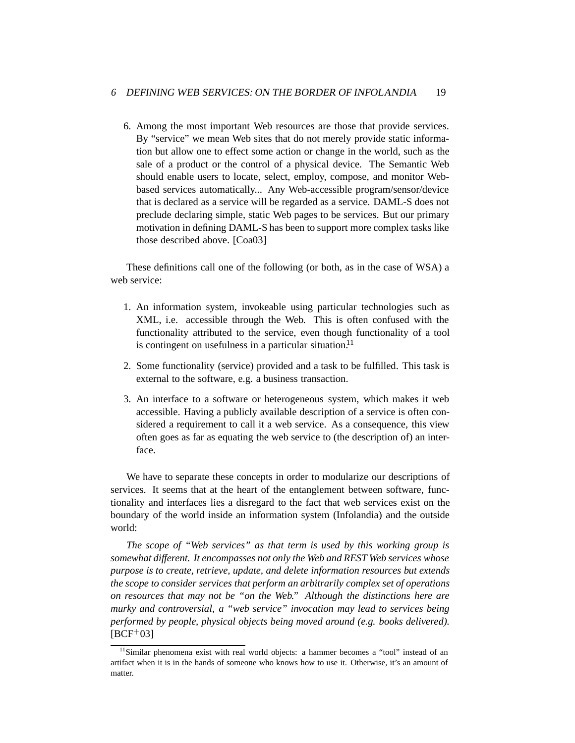6. Among the most important Web resources are those that provide services. By "service" we mean Web sites that do not merely provide static information but allow one to effect some action or change in the world, such as the sale of a product or the control of a physical device. The Semantic Web should enable users to locate, select, employ, compose, and monitor Web-based services automatically... Any Web-accessible program/sensor/device that is declared as a service will be regarded as a service. DAML-S does not preclude declaring simple, static Web pages to be services. But our primary motivation in defining DAML-S has been to support more complex tasks like those described above. [Coa03]

These definitions call one of the following (or both, as in the case of WSA) a web service:

1. An information system, invokeable using particular technologies such as XML, i.e. accessible through the Web. This is often confused with the functionality attributed to the service, even though functionality of a tool is contingent on usefulness in a particular situation.[11]
2. Some functionality (service) provided and a task to be fulfilled. This task is external to the software, e.g. a business transaction.
3. An interface to a software or heterogeneous system, which makes it web accessible. Having a publicly available description of a service is often considered a requirement to call it a web service. As a consequence, this view often goes as far as equating the web service to (the description of) an interface.

We have to separate these concepts in order to modularize our descriptions of services. It seems that at the heart of the entanglement between software, functionality and interfaces lies a disregard to the fact that web services exist on the boundary of the world inside an information system (Infolandia) and the outside world:

*The scope of "Web services" as that term is used by this working group is somewhat different. It encompasses not only the Web and REST Web services whose purpose is to create, retrieve, update, and delete information resources but extends the scope to consider services that perform an arbitrarily complex set of operations on resources that may not be "on the Web." Although the distinctions here are murky and controversial, a "web service" invocation may lead to services being performed by people, physical objects being moved around (e.g. books delivered).* [BCF+03]

[11] Similar phenomena exist with real world objects: a hammer becomes a "tool" instead of an artifact when it is in the hands of someone who knows how to use it. Otherwise, it's an amount of matter.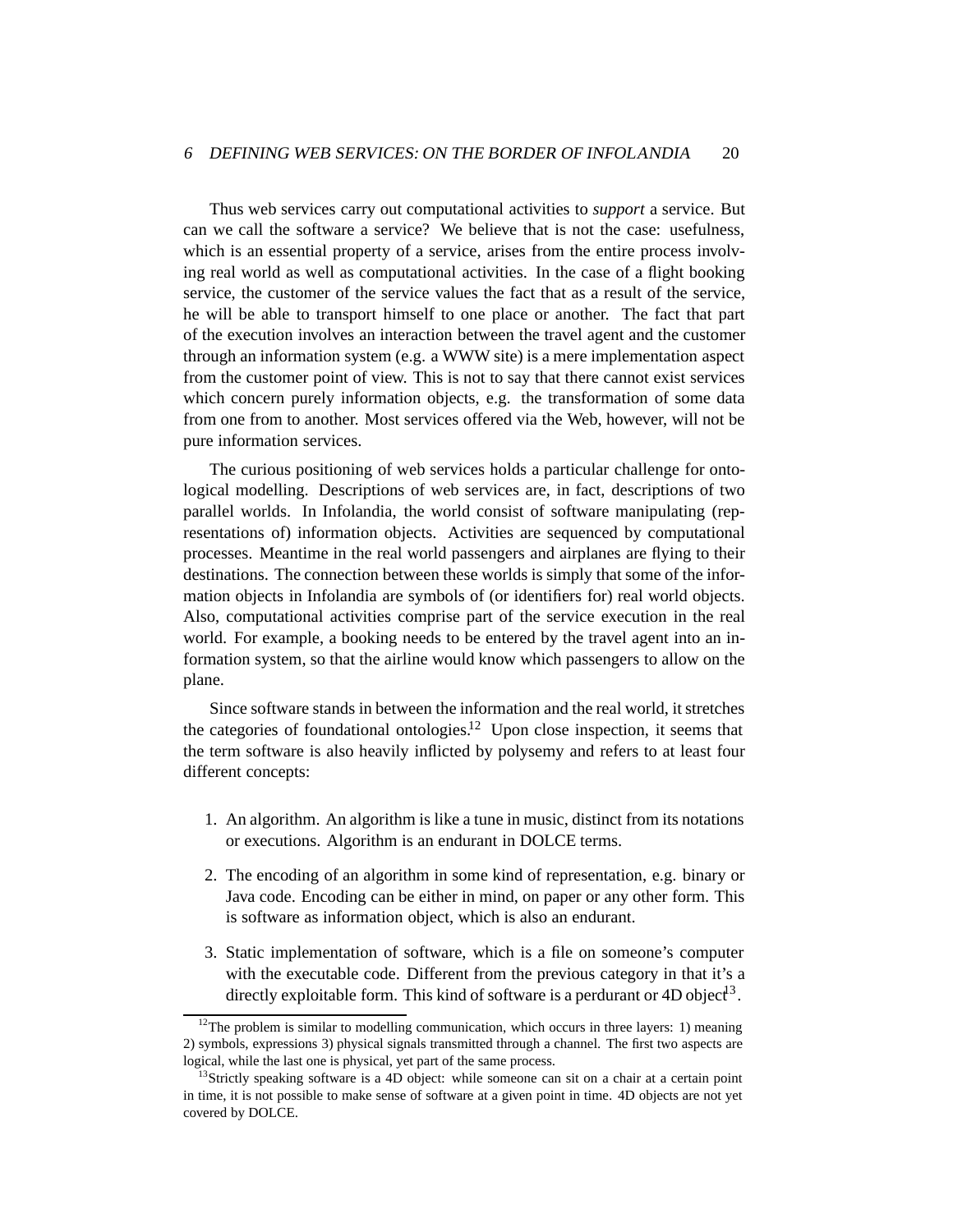Thus web services carry out computational activities to *support* a service. But can we call the software a service? We believe that is not the case: usefulness, which is an essential property of a service, arises from the entire process involving real world as well as computational activities. In the case of a flight booking service, the customer of the service values the fact that as a result of the service, he will be able to transport himself to one place or another. The fact that part of the execution involves an interaction between the travel agent and the customer through an information system (e.g. a WWW site) is a mere implementation aspect from the customer point of view. This is not to say that there cannot exist services which concern purely information objects, e.g. the transformation of some data from one from to another. Most services offered via the Web, however, will not be pure information services.

The curious positioning of web services holds a particular challenge for ontological modelling. Descriptions of web services are, in fact, descriptions of two parallel worlds. In Infolandia, the world consist of software manipulating (representations of) information objects. Activities are sequenced by computational processes. Meantime in the real world passengers and airplanes are flying to their destinations. The connection between these worlds is simply that some of the information objects in Infolandia are symbols of (or identifiers for) real world objects. Also, computational activities comprise part of the service execution in the real world. For example, a booking needs to be entered by the travel agent into an information system, so that the airline would know which passengers to allow on the plane.

Since software stands in between the information and the real world, it stretches the categories of foundational ontologies.[12] Upon close inspection, it seems that the term software is also heavily inflicted by polysemy and refers to at least four different concepts:

1. An algorithm. An algorithm is like a tune in music, distinct from its notations or executions. Algorithm is an endurant in DOLCE terms.
2. The encoding of an algorithm in some kind of representation, e.g. binary or Java code. Encoding can be either in mind, on paper or any other form. This is software as information object, which is also an endurant.
3. Static implementation of software, which is a file on someone's computer with the executable code. Different from the previous category in that it's a directly exploitable form. This kind of software is a perdurant or 4D object[13].

[12]The problem is similar to modelling communication, which occurs in three layers: 1) meaning 2) symbols, expressions 3) physical signals transmitted through a channel. The first two aspects are logical, while the last one is physical, yet part of the same process.

[13]Strictly speaking software is a 4D object: while someone can sit on a chair at a certain point in time, it is not possible to make sense of software at a given point in time. 4D objects are not yet covered by DOLCE.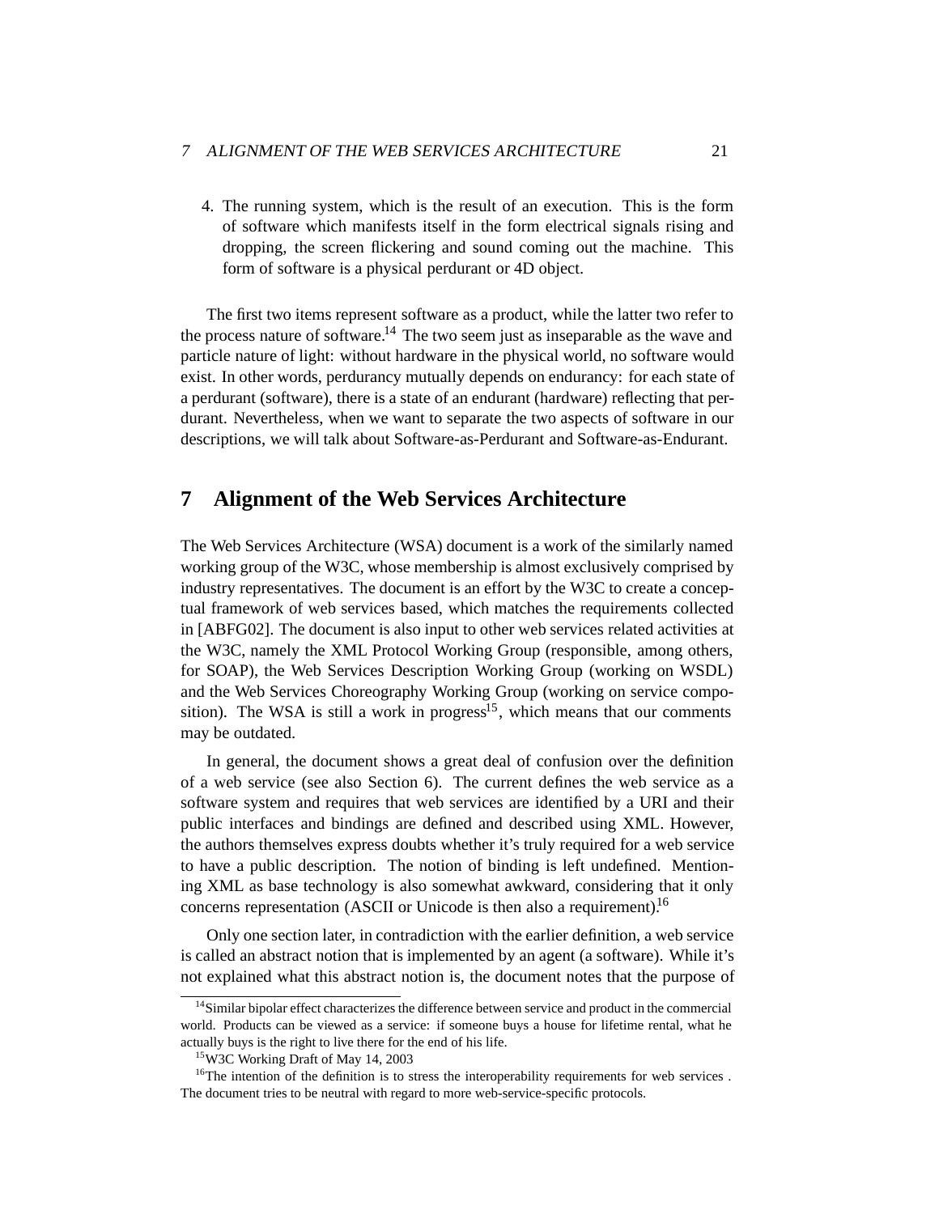4. The running system, which is the result of an execution. This is the form of software which manifests itself in the form electrical signals rising and dropping, the screen flickering and sound coming out the machine. This form of software is a physical perdurant or 4D object.

The first two items represent software as a product, while the latter two refer to the process nature of software.[14] The two seem just as inseparable as the wave and particle nature of light: without hardware in the physical world, no software would exist. In other words, perdurancy mutually depends on endurancy: for each state of a perdurant (software), there is a state of an endurant (hardware) reflecting that perdurant. Nevertheless, when we want to separate the two aspects of software in our descriptions, we will talk about Software-as-Perdurant and Software-as-Endurant.

# 7 Alignment of the Web Services Architecture

The Web Services Architecture (WSA) document is a work of the similarly named working group of the W3C, whose membership is almost exclusively comprised by industry representatives. The document is an effort by the W3C to create a conceptual framework of web services based, which matches the requirements collected in [ABFG02]. The document is also input to other web services related activities at the W3C, namely the XML Protocol Working Group (responsible, among others, for SOAP), the Web Services Description Working Group (working on WSDL) and the Web Services Choreography Working Group (working on service composition). The WSA is still a work in progress[15], which means that our comments may be outdated.

In general, the document shows a great deal of confusion over the definition of a web service (see also Section 6). The current defines the web service as a software system and requires that web services are identified by a URI and their public interfaces and bindings are defined and described using XML. However, the authors themselves express doubts whether it's truly required for a web service to have a public description. The notion of binding is left undefined. Mentioning XML as base technology is also somewhat awkward, considering that it only concerns representation (ASCII or Unicode is then also a requirement).[16]

Only one section later, in contradiction with the earlier definition, a web service is called an abstract notion that is implemented by an agent (a software). While it's not explained what this abstract notion is, the document notes that the purpose of

[14] Similar bipolar effect characterizes the difference between service and product in the commercial world. Products can be viewed as a service: if someone buys a house for lifetime rental, what he actually buys is the right to live there for the end of his life.

[15] W3C Working Draft of May 14, 2003

[16] The intention of the definition is to stress the interoperability requirements for web services . The document tries to be neutral with regard to more web-service-specific protocols.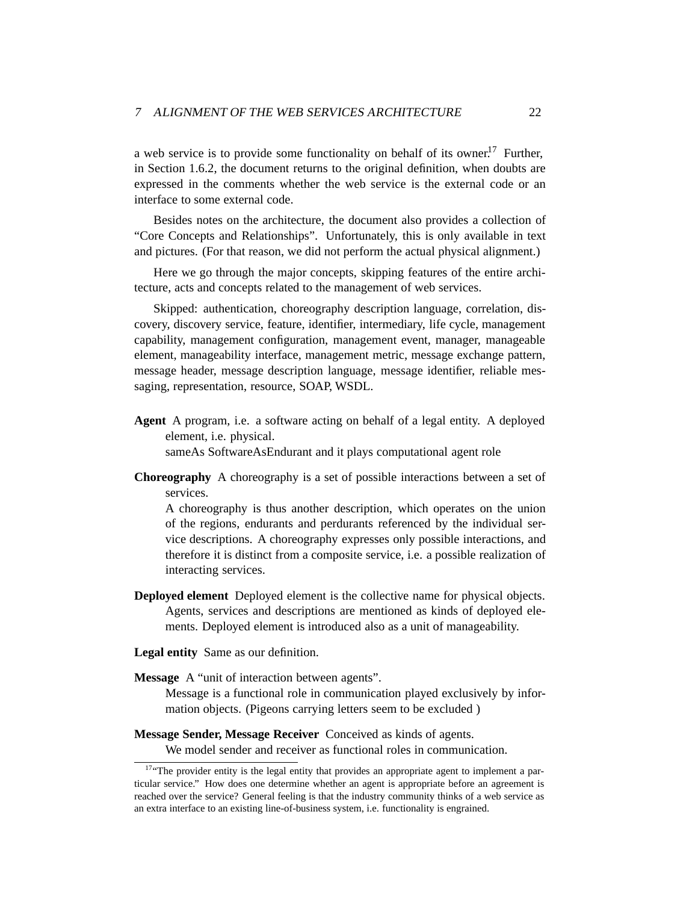a web service is to provide some functionality on behalf of its owner.[17] Further, in Section 1.6.2, the document returns to the original definition, when doubts are expressed in the comments whether the web service is the external code or an interface to some external code.

Besides notes on the architecture, the document also provides a collection of "Core Concepts and Relationships". Unfortunately, this is only available in text and pictures. (For that reason, we did not perform the actual physical alignment.)

Here we go through the major concepts, skipping features of the entire architecture, acts and concepts related to the management of web services.

Skipped: authentication, choreography description language, correlation, discovery, discovery service, feature, identifier, intermediary, life cycle, management capability, management configuration, management event, manager, manageable element, manageability interface, management metric, message exchange pattern, message header, message description language, message identifier, reliable messaging, representation, resource, SOAP, WSDL.

**Agent** A program, i.e. a software acting on behalf of a legal entity. A deployed element, i.e. physical.
sameAs SoftwareAsEndurant and it plays computational agent role

**Choreography** A choreography is a set of possible interactions between a set of services.
A choreography is thus another description, which operates on the union of the regions, endurants and perdurants referenced by the individual service descriptions. A choreography expresses only possible interactions, and therefore it is distinct from a composite service, i.e. a possible realization of interacting services.

**Deployed element** Deployed element is the collective name for physical objects. Agents, services and descriptions are mentioned as kinds of deployed elements. Deployed element is introduced also as a unit of manageability.

**Legal entity** Same as our definition.

**Message** A "unit of interaction between agents".
Message is a functional role in communication played exclusively by information objects. (Pigeons carrying letters seem to be excluded )

**Message Sender, Message Receiver** Conceived as kinds of agents.
We model sender and receiver as functional roles in communication.

[17]"The provider entity is the legal entity that provides an appropriate agent to implement a particular service." How does one determine whether an agent is appropriate before an agreement is reached over the service? General feeling is that the industry community thinks of a web service as an extra interface to an existing line-of-business system, i.e. functionality is engrained.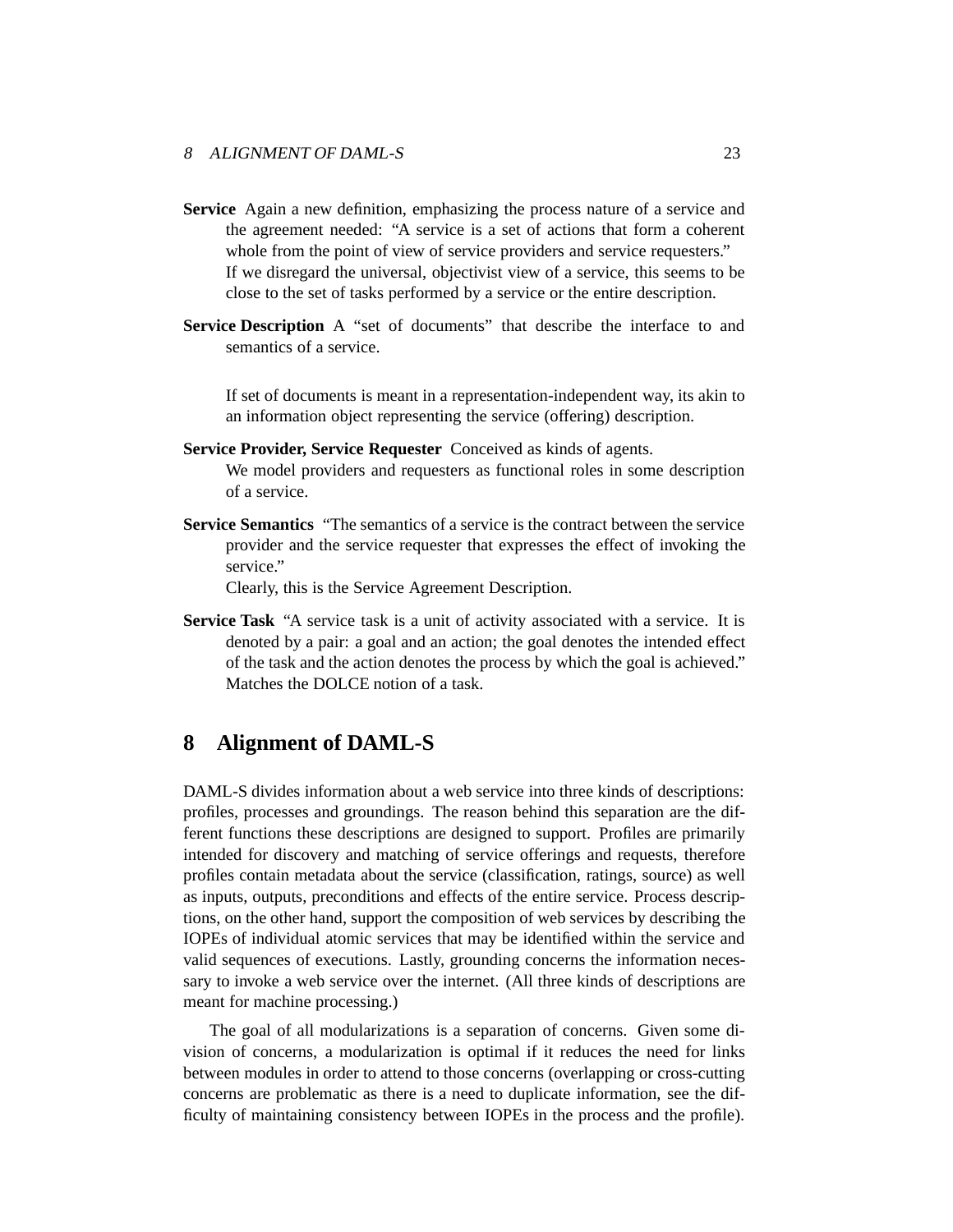**Service** Again a new definition, emphasizing the process nature of a service and the agreement needed: "A service is a set of actions that form a coherent whole from the point of view of service providers and service requesters."
If we disregard the universal, objectivist view of a service, this seems to be close to the set of tasks performed by a service or the entire description.

**Service Description** A "set of documents" that describe the interface to and semantics of a service.

If set of documents is meant in a representation-independent way, its akin to an information object representing the service (offering) description.

**Service Provider, Service Requester** Conceived as kinds of agents.
We model providers and requesters as functional roles in some description of a service.

**Service Semantics** "The semantics of a service is the contract between the service provider and the service requester that expresses the effect of invoking the service."
Clearly, this is the Service Agreement Description.

**Service Task** "A service task is a unit of activity associated with a service. It is denoted by a pair: a goal and an action; the goal denotes the intended effect of the task and the action denotes the process by which the goal is achieved."
Matches the DOLCE notion of a task.

# 8 Alignment of DAML-S

DAML-S divides information about a web service into three kinds of descriptions: profiles, processes and groundings. The reason behind this separation are the different functions these descriptions are designed to support. Profiles are primarily intended for discovery and matching of service offerings and requests, therefore profiles contain metadata about the service (classification, ratings, source) as well as inputs, outputs, preconditions and effects of the entire service. Process descriptions, on the other hand, support the composition of web services by describing the IOPEs of individual atomic services that may be identified within the service and valid sequences of executions. Lastly, grounding concerns the information necessary to invoke a web service over the internet. (All three kinds of descriptions are meant for machine processing.)

The goal of all modularizations is a separation of concerns. Given some division of concerns, a modularization is optimal if it reduces the need for links between modules in order to attend to those concerns (overlapping or cross-cutting concerns are problematic as there is a need to duplicate information, see the difficulty of maintaining consistency between IOPEs in the process and the profile).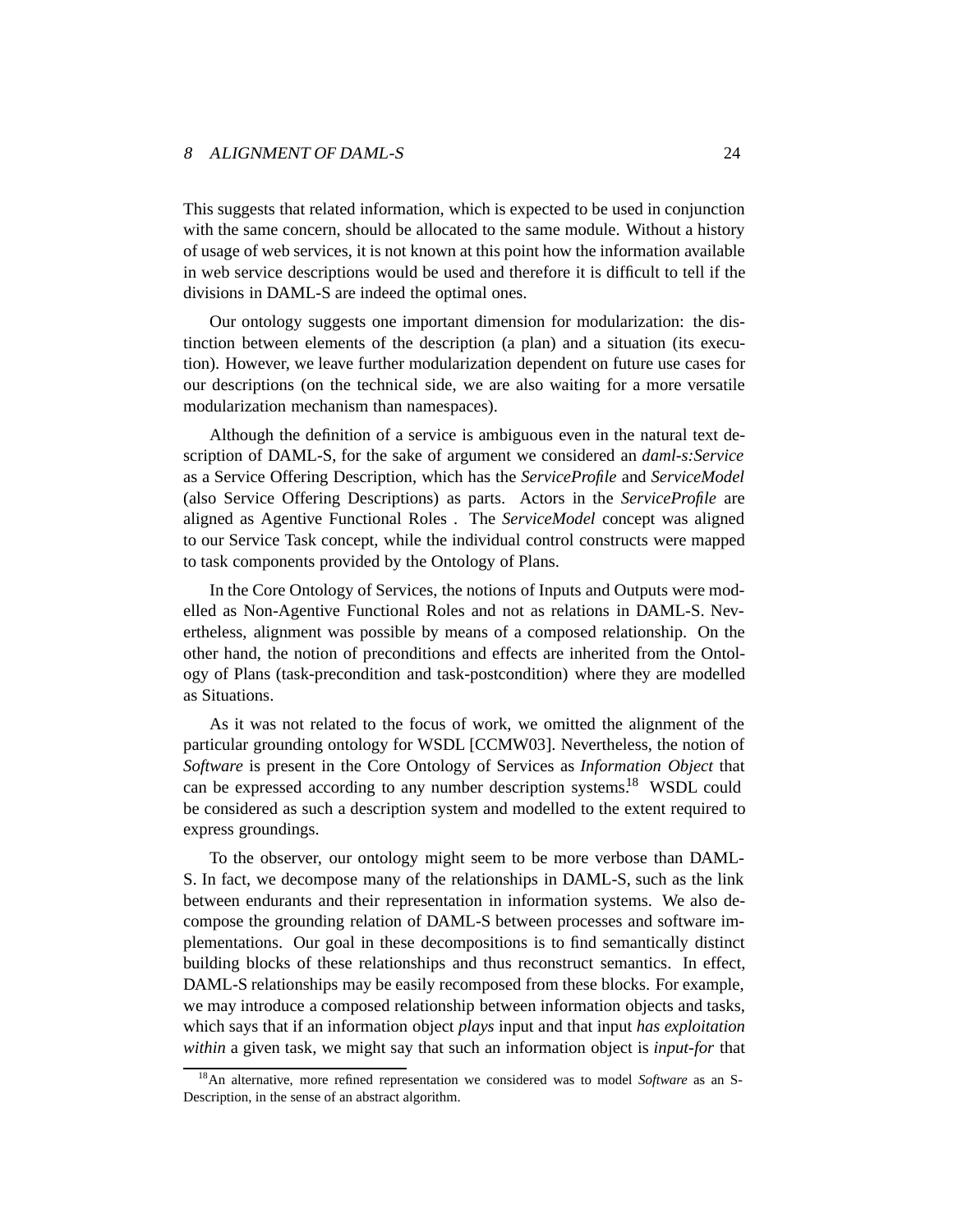This suggests that related information, which is expected to be used in conjunction with the same concern, should be allocated to the same module. Without a history of usage of web services, it is not known at this point how the information available in web service descriptions would be used and therefore it is difficult to tell if the divisions in DAML-S are indeed the optimal ones.

Our ontology suggests one important dimension for modularization: the distinction between elements of the description (a plan) and a situation (its execution). However, we leave further modularization dependent on future use cases for our descriptions (on the technical side, we are also waiting for a more versatile modularization mechanism than namespaces).

Although the definition of a service is ambiguous even in the natural text description of DAML-S, for the sake of argument we considered an *daml-s:Service* as a Service Offering Description, which has the *ServiceProfile* and *ServiceModel* (also Service Offering Descriptions) as parts. Actors in the *ServiceProfile* are aligned as Agentive Functional Roles . The *ServiceModel* concept was aligned to our Service Task concept, while the individual control constructs were mapped to task components provided by the Ontology of Plans.

In the Core Ontology of Services, the notions of Inputs and Outputs were modelled as Non-Agentive Functional Roles and not as relations in DAML-S. Nevertheless, alignment was possible by means of a composed relationship. On the other hand, the notion of preconditions and effects are inherited from the Ontology of Plans (task-precondition and task-postcondition) where they are modelled as Situations.

As it was not related to the focus of work, we omitted the alignment of the particular grounding ontology for WSDL [CCMW03]. Nevertheless, the notion of *Software* is present in the Core Ontology of Services as *Information Object* that can be expressed according to any number description systems.[18] WSDL could be considered as such a description system and modelled to the extent required to express groundings.

To the observer, our ontology might seem to be more verbose than DAML-S. In fact, we decompose many of the relationships in DAML-S, such as the link between endurants and their representation in information systems. We also decompose the grounding relation of DAML-S between processes and software implementations. Our goal in these decompositions is to find semantically distinct building blocks of these relationships and thus reconstruct semantics. In effect, DAML-S relationships may be easily recomposed from these blocks. For example, we may introduce a composed relationship between information objects and tasks, which says that if an information object *plays* input and that input *has exploitation within* a given task, we might say that such an information object is *input-for* that

[18] An alternative, more refined representation we considered was to model *Software* as an S-Description, in the sense of an abstract algorithm.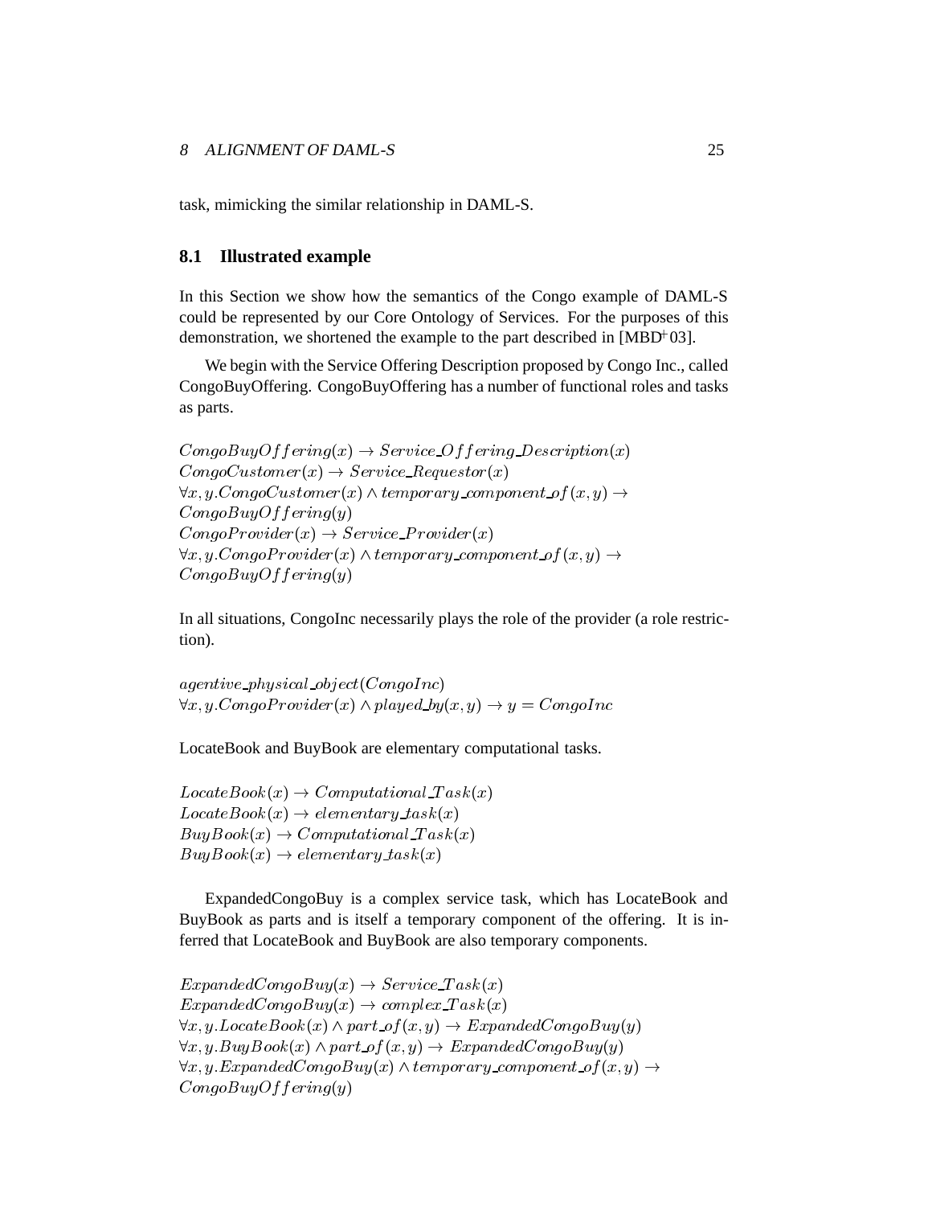task, mimicking the similar relationship in DAML-S.

## 8.1 Illustrated example

In this Section we show how the semantics of the Congo example of DAML-S could be represented by our Core Ontology of Services. For the purposes of this demonstration, we shortened the example to the part described in [MBD+03].

We begin with the Service Offering Description proposed by Congo Inc., called CongoBuyOffering. CongoBuyOffering has a number of functional roles and tasks as parts.

$CongoBuyOffering(x) \rightarrow Service\_Offering\_Description(x)$
$CongoCustomer(x) \rightarrow Service\_Requestor(x)$
$\forall x, y. CongoCustomer(x) \wedge temporary\_component\_of(x, y) \rightarrow$
$CongoBuyOffering(y)$
$CongoProvider(x) \rightarrow Service\_Provider(x)$
$\forall x, y. CongoProvider(x) \wedge temporary\_component\_of(x, y) \rightarrow$
$CongoBuyOffering(y)$

In all situations, CongoInc necessarily plays the role of the provider (a role restriction).

$agentive\_physical\_object(CongoInc)$
$\forall x, y. CongoProvider(x) \wedge played\_by(x, y) \rightarrow y = CongoInc$

LocateBook and BuyBook are elementary computational tasks.

$LocateBook(x) \rightarrow Computational\_Task(x)$
$LocateBook(x) \rightarrow elementary\_task(x)$
$BuyBook(x) \rightarrow Computational\_Task(x)$
$BuyBook(x) \rightarrow elementary\_task(x)$

ExpandedCongoBuy is a complex service task, which has LocateBook and BuyBook as parts and is itself a temporary component of the offering. It is inferred that LocateBook and BuyBook are also temporary components.

$ExpandedCongoBuy(x) \rightarrow Service\_Task(x)$
$ExpandedCongoBuy(x) \rightarrow complex\_Task(x)$
$\forall x, y. LocateBook(x) \wedge part\_of(x, y) \rightarrow ExpandedCongoBuy(y)$
$\forall x, y. BuyBook(x) \wedge part\_of(x, y) \rightarrow ExpandedCongoBuy(y)$
$\forall x, y. ExpandedCongoBuy(x) \wedge temporary\_component\_of(x, y) \rightarrow$
$CongoBuyOffering(y)$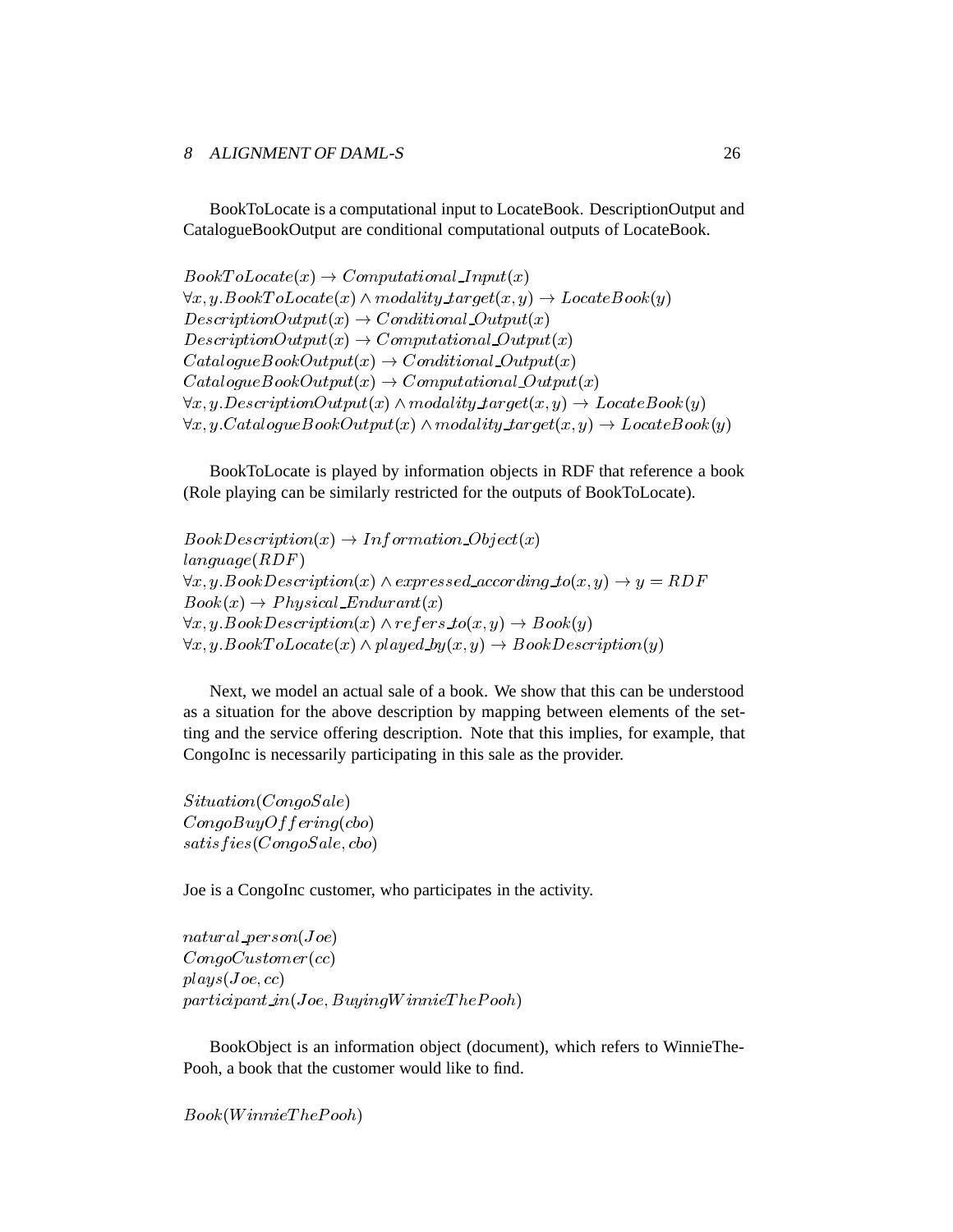BookToLocate is a computational input to LocateBook. DescriptionOutput and CatalogueBookOutput are conditional computational outputs of LocateBook.

$BookToLocate(x) \rightarrow Computational\_Input(x)$
$\forall x, y.BookToLocate(x) \wedge modality\_target(x, y) \rightarrow LocateBook(y)$
$DescriptionOutput(x) \rightarrow Conditional\_Output(x)$
$DescriptionOutput(x) \rightarrow Computational\_Output(x)$
$CatalogueBookOutput(x) \rightarrow Conditional\_Output(x)$
$CatalogueBookOutput(x) \rightarrow Computational\_Output(x)$
$\forall x, y.DescriptionOutput(x) \wedge modality\_target(x, y) \rightarrow LocateBook(y)$
$\forall x, y.CatalogueBookOutput(x) \wedge modality\_target(x, y) \rightarrow LocateBook(y)$

BookToLocate is played by information objects in RDF that reference a book (Role playing can be similarly restricted for the outputs of BookToLocate).

$BookDescription(x) \rightarrow Information\_Object(x)$
$language(RDF)$
$\forall x, y.BookDescription(x) \wedge expressed\_according\_to(x, y) \rightarrow y = RDF$
$Book(x) \rightarrow Physical\_Endurant(x)$
$\forall x, y.BookDescription(x) \wedge refers\_to(x, y) \rightarrow Book(y)$
$\forall x, y.BookToLocate(x) \wedge played\_by(x, y) \rightarrow BookDescription(y)$

Next, we model an actual sale of a book. We show that this can be understood as a situation for the above description by mapping between elements of the setting and the service offering description. Note that this implies, for example, that CongoInc is necessarily participating in this sale as the provider.

$Situation(CongoSale)$
$CongoBuyOffering(cbo)$
$satisfies(CongoSale, cbo)$

Joe is a CongoInc customer, who participates in the activity.

$natural\_person(Joe)$
$CongoCustomer(cc)$
$plays(Joe, cc)$
$participant\_in(Joe, BuyingWinnieThePooh)$

BookObject is an information object (document), which refers to WinnieThePooh, a book that the customer would like to find.

$Book(WinnieThePooh)$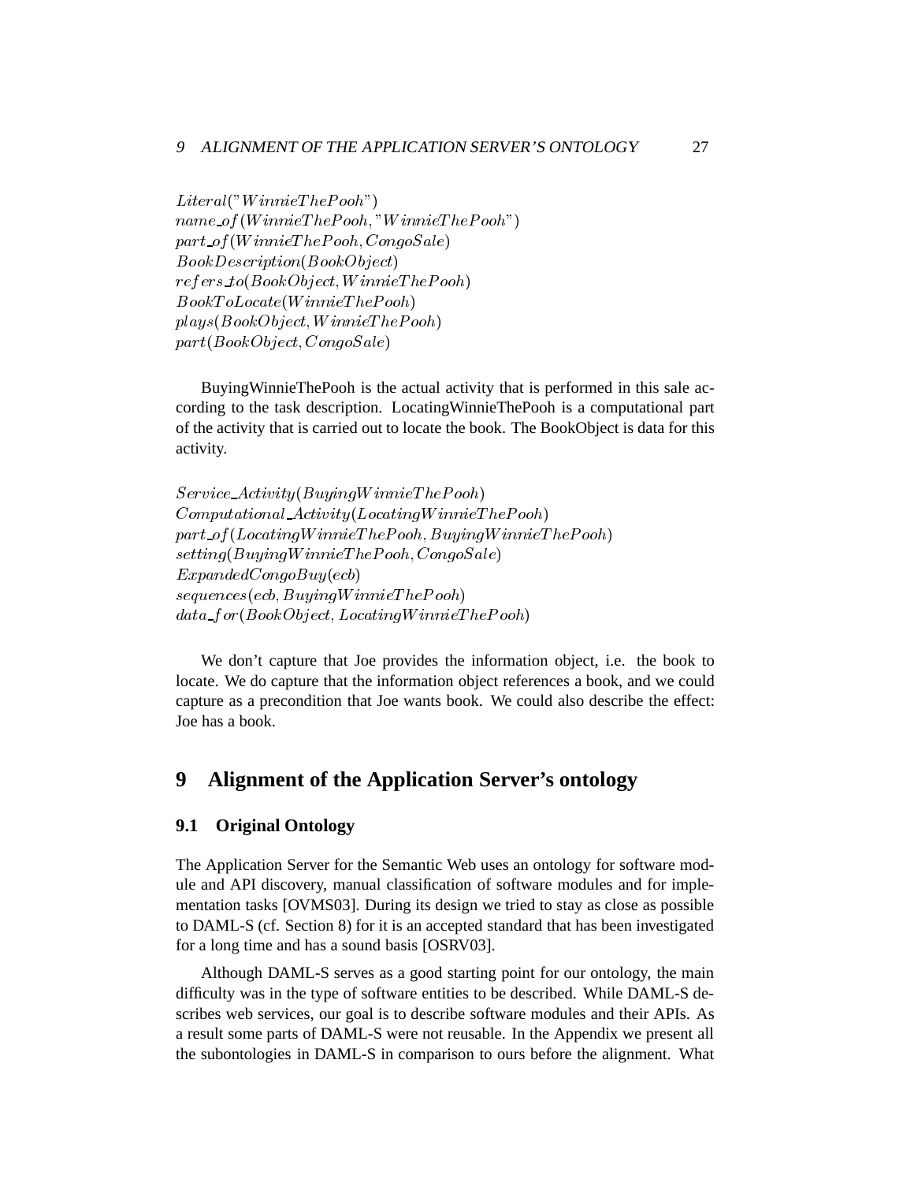$Literal("WinnieThePooh")$
$name\_of(WinnieThePooh, "WinnieThePooh")$
$part\_of(WinnieThePooh, CongoSale)$
$BookDescription(BookObject)$
$refers\_to(BookObject, WinnieThePooh)$
$BookToLocate(WinnieThePooh)$
$plays(BookObject, WinnieThePooh)$
$part(BookObject, CongoSale)$

BuyingWinnieThePooh is the actual activity that is performed in this sale according to the task description. LocatingWinnieThePooh is a computational part of the activity that is carried out to locate the book. The BookObject is data for this activity.

$Service\_Activity(BuyingWinnieThePooh)$
$Computational\_Activity(LocatingWinnieThePooh)$
$part\_of(LocatingWinnieThePooh, BuyingWinnieThePooh)$
$setting(BuyingWinnieThePooh, CongoSale)$
$ExpandedCongoBuy(ecb)$
$sequences(ecb, BuyingWinnieThePooh)$
$data\_for(BookObject, LocatingWinnieThePooh)$

We don't capture that Joe provides the information object, i.e. the book to locate. We do capture that the information object references a book, and we could capture as a precondition that Joe wants book. We could also describe the effect: Joe has a book.

# 9 Alignment of the Application Server's ontology

## 9.1 Original Ontology

The Application Server for the Semantic Web uses an ontology for software module and API discovery, manual classification of software modules and for implementation tasks [OVMS03]. During its design we tried to stay as close as possible to DAML-S (cf. Section 8) for it is an accepted standard that has been investigated for a long time and has a sound basis [OSRV03].

Although DAML-S serves as a good starting point for our ontology, the main difficulty was in the type of software entities to be described. While DAML-S describes web services, our goal is to describe software modules and their APIs. As a result some parts of DAML-S were not reusable. In the Appendix we present all the subontologies in DAML-S in comparison to ours before the alignment. What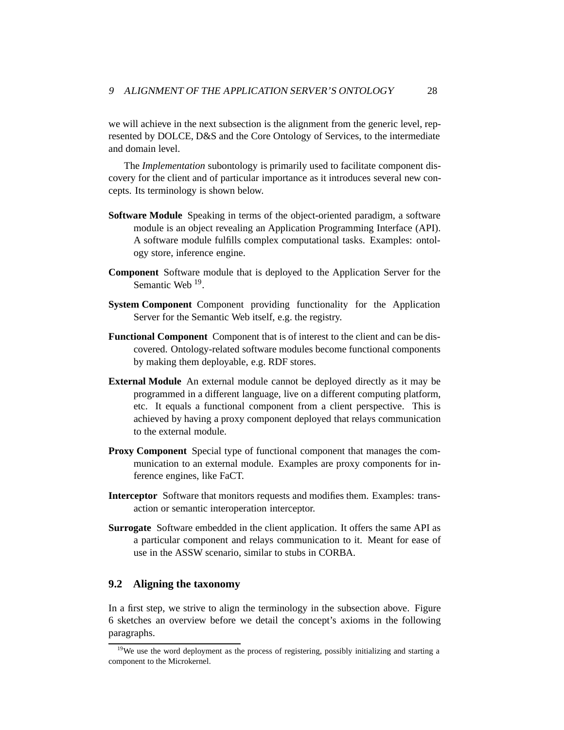we will achieve in the next subsection is the alignment from the generic level, represented by DOLCE, D&S and the Core Ontology of Services, to the intermediate and domain level.

The *Implementation* subontology is primarily used to facilitate component discovery for the client and of particular importance as it introduces several new concepts. Its terminology is shown below.

**Software Module** Speaking in terms of the object-oriented paradigm, a software module is an object revealing an Application Programming Interface (API). A software module fulfills complex computational tasks. Examples: ontology store, inference engine.

**Component** Software module that is deployed to the Application Server for the Semantic Web [19].

**System Component** Component providing functionality for the Application Server for the Semantic Web itself, e.g. the registry.

**Functional Component** Component that is of interest to the client and can be discovered. Ontology-related software modules become functional components by making them deployable, e.g. RDF stores.

**External Module** An external module cannot be deployed directly as it may be programmed in a different language, live on a different computing platform, etc. It equals a functional component from a client perspective. This is achieved by having a proxy component deployed that relays communication to the external module.

**Proxy Component** Special type of functional component that manages the communication to an external module. Examples are proxy components for inference engines, like FaCT.

**Interceptor** Software that monitors requests and modifies them. Examples: transaction or semantic interoperation interceptor.

**Surrogate** Software embedded in the client application. It offers the same API as a particular component and relays communication to it. Meant for ease of use in the ASSW scenario, similar to stubs in CORBA.

## 9.2 Aligning the taxonomy

In a first step, we strive to align the terminology in the subsection above. Figure 6 sketches an overview before we detail the concept's axioms in the following paragraphs.

[19] We use the word deployment as the process of registering, possibly initializing and starting a component to the Microkernel.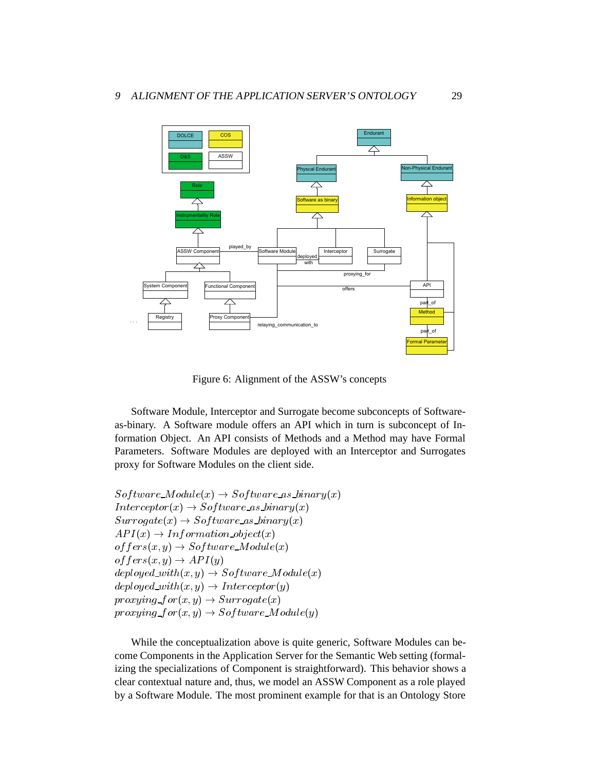Software Module, Interceptor and Surrogate become subconcepts of Software-as-binary. A Software module offers an API which in turn is subconcept of Information Object. An API consists of Methods and a Method may have Formal Parameters. Software Modules are deployed with an Interceptor and Surrogates proxy for Software Modules on the client side.

Figure 6: Alignment of the ASSW's concepts

$$
\begin{aligned}
&Software\_Module(x) \rightarrow Software\_as\_binary(x)\\
&Interceptor(x) \rightarrow Software\_as\_binary(x)\\
&Surrogate(x) \rightarrow Software\_as\_binary(x)\\
&API(x) \rightarrow Information\_object(x)\\
&offers(x,y) \rightarrow Software\_Module(x)\\
&offers(x,y) \rightarrow API(y)\\
&deployed\_with(x,y) \rightarrow Software\_Module(x)\\
&deployed\_with(x,y) \rightarrow Interceptor(y)\\
&proxying\_for(x,y) \rightarrow Surrogate(x)\\
&proxying\_for(x,y) \rightarrow Software\_Module(y)
\end{aligned}
$$

While the conceptualization above is quite generic, Software Modules can become Components in the Application Server for the Semantic Web setting (formalizing the specializations of Component is straightforward). This behavior shows a clear contextual nature and, thus, we model an ASSW Component as a role played by a Software Module. The most prominent example for that is an Ontology Store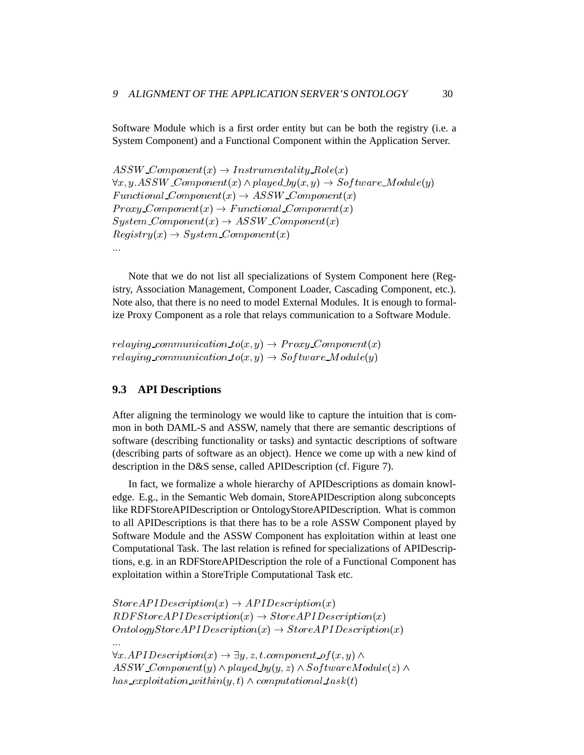Software Module which is a first order entity but can be both the registry (i.e. a System Component) and a Functional Component within the Application Server.

$$
\begin{aligned}
&ASSW\_Component(x) \rightarrow Instrumentality\_Role(x)\\
&\forall x, y. ASSW\_Component(x) \wedge played\_by(x, y) \rightarrow Software\_Module(y)\\
&Functional\_Component(x) \rightarrow ASSW\_Component(x)\\
&Proxy\_Component(x) \rightarrow Functional\_Component(x)\\
&System\_Component(x) \rightarrow ASSW\_Component(x)\\
&Registry(x) \rightarrow System\_Component(x)\\
&\ldots
\end{aligned}
$$

Note that we do not list all specializations of System Component here (Registry, Association Management, Component Loader, Cascading Component, etc.). Note also, that there is no need to model External Modules. It is enough to formalize Proxy Component as a role that relays communication to a Software Module.

$$
\begin{aligned}
&relaying\_communication\_to(x, y) \rightarrow Proxy\_Component(x)\\
&relaying\_communication\_to(x, y) \rightarrow Software\_Module(y)
\end{aligned}
$$

### 9.3 API Descriptions

After aligning the terminology we would like to capture the intuition that is common in both DAML-S and ASSW, namely that there are semantic descriptions of software (describing functionality or tasks) and syntactic descriptions of software (describing parts of software as an object). Hence we come up with a new kind of description in the D&S sense, called APIDescription (cf. Figure 7).

In fact, we formalize a whole hierarchy of APIDescriptions as domain knowledge. E.g., in the Semantic Web domain, StoreAPIDescription along subconcepts like RDFStoreAPIDescription or OntologyStoreAPIDescription. What is common to all APIDescriptions is that there has to be a role ASSW Component played by Software Module and the ASSW Component has exploitation within at least one Computational Task. The last relation is refined for specializations of APIDescriptions, e.g. in an RDFStoreAPIDescription the role of a Functional Component has exploitation within a StoreTriple Computational Task etc.

$$
\begin{aligned}
&StoreAPIDescription(x) \rightarrow APIDescription(x)\\
&RDFStoreAPIDescription(x) \rightarrow StoreAPIDescription(x)\\
&OntologyStoreAPIDescription(x) \rightarrow StoreAPIDescription(x)\\
&\ldots\\
&\forall x. APIDescription(x) \rightarrow \exists y, z, t. component\_of(x, y) \wedge\\
&ASSW\_Component(y) \wedge played\_by(y, z) \wedge SoftwareModule(z) \wedge\\
&has\_exploitation\_within(y, t) \wedge computational\_task(t)
\end{aligned}
$$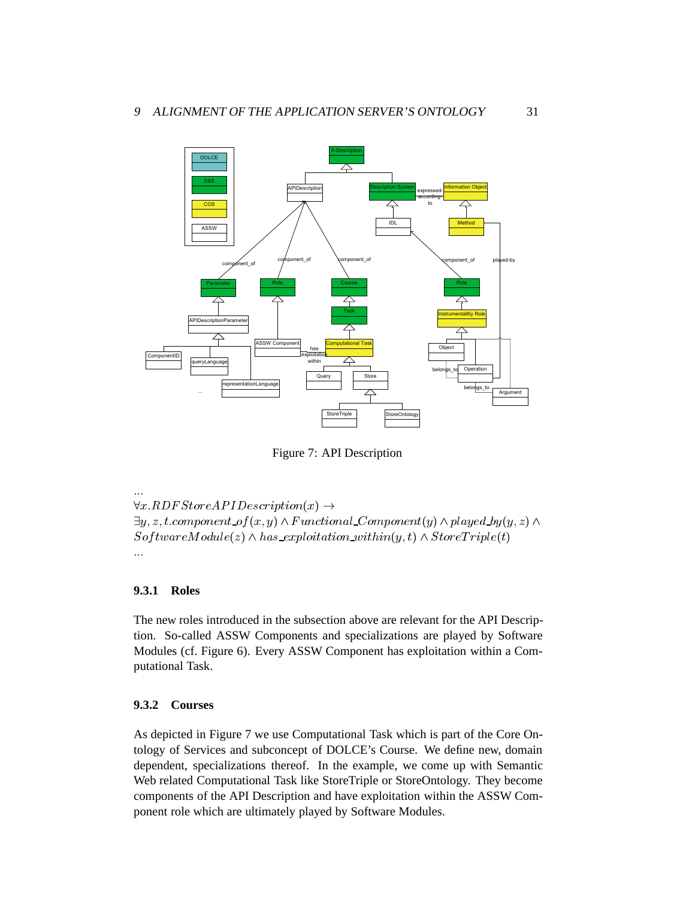DOLCE

D&S

COS

ASSW

S-Description

APIDescription

Description System

expressed-according-to

Information Object

IDL

Method

component_of

component_of

component_of

component_of

played-by

Parameter

Role

Course

Role

Task

Instrumentalitiy Role

APIDescriptionParameter

ASSW Component

has exploitation within

Computational Task

Object

ComponentID

queryLanguage

Query

Store

belongs_to

Operation

representationLanguage

belongs_to

Argument

...

StoreTriple

StoreOntology

Figure 7: API Description

...
$\forall x.RDFStoreAPIDescription(x) \rightarrow$
$\exists y,z,t.component\_of(x,y) \wedge Functional\_Component(y) \wedge played\_by(y,z) \wedge SoftwareModule(z) \wedge has\_exploitation\_within(y,t) \wedge StoreTriple(t)$
...

### 9.3.1 Roles

The new roles introduced in the subsection above are relevant for the API Description. So-called ASSW Components and specializations are played by Software Modules (cf. Figure 6). Every ASSW Component has exploitation within a Computational Task.

### 9.3.2 Courses

As depicted in Figure 7 we use Computational Task which is part of the Core Ontology of Services and subconcept of DOLCE's Course. We define new, domain dependent, specializations thereof. In the example, we come up with Semantic Web related Computational Task like StoreTriple or StoreOntology. They become components of the API Description and have exploitation within the ASSW Component role which are ultimately played by Software Modules.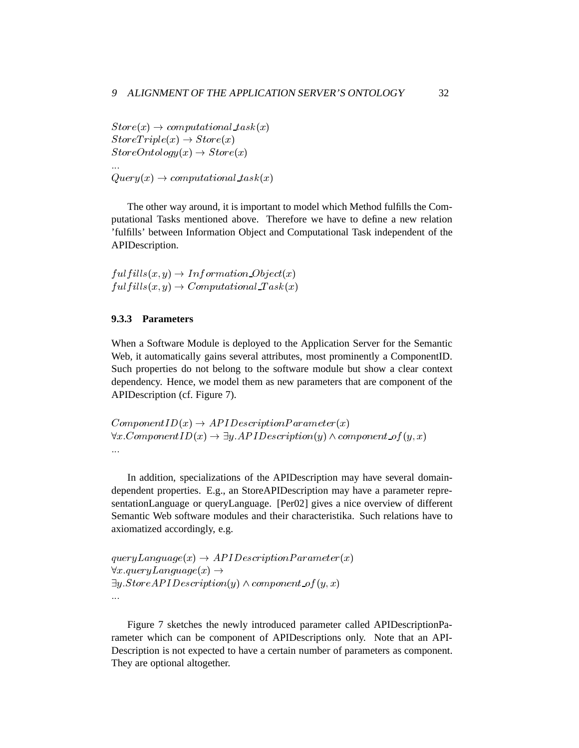$Store(x) \rightarrow computational\_task(x)$
$StoreTriple(x) \rightarrow Store(x)$
$StoreOntology(x) \rightarrow Store(x)$
...
$Query(x) \rightarrow computational\_task(x)$

The other way around, it is important to model which Method fulfills the Computational Tasks mentioned above. Therefore we have to define a new relation 'fulfills' between Information Object and Computational Task independent of the APIDescription.

$fulfills(x, y) \rightarrow Information\_Object(x)$
$fulfills(x, y) \rightarrow Computational\_Task(x)$

### 9.3.3 Parameters

When a Software Module is deployed to the Application Server for the Semantic Web, it automatically gains several attributes, most prominently a ComponentID. Such properties do not belong to the software module but show a clear context dependency. Hence, we model them as new parameters that are component of the APIDescription (cf. Figure 7).

$ComponentID(x) \rightarrow APIDescriptionParameter(x)$
$\forall x.ComponentID(x) \rightarrow \exists y.APIDescription(y) \wedge component\_of(y, x)$
...

In addition, specializations of the APIDescription may have several domain-dependent properties. E.g., an StoreAPIDescription may have a parameter representationLanguage or queryLanguage. [Per02] gives a nice overview of different Semantic Web software modules and their characteristika. Such relations have to axiomatized accordingly, e.g.

$queryLanguage(x) \rightarrow APIDescriptionParameter(x)$
$\forall x.queryLanguage(x) \rightarrow$
$\exists y.StoreAPIDescription(y) \wedge component\_of(y, x)$
...

Figure 7 sketches the newly introduced parameter called APIDescriptionParameter which can be component of APIDescriptions only. Note that an APIDescription is not expected to have a certain number of parameters as component. They are optional altogether.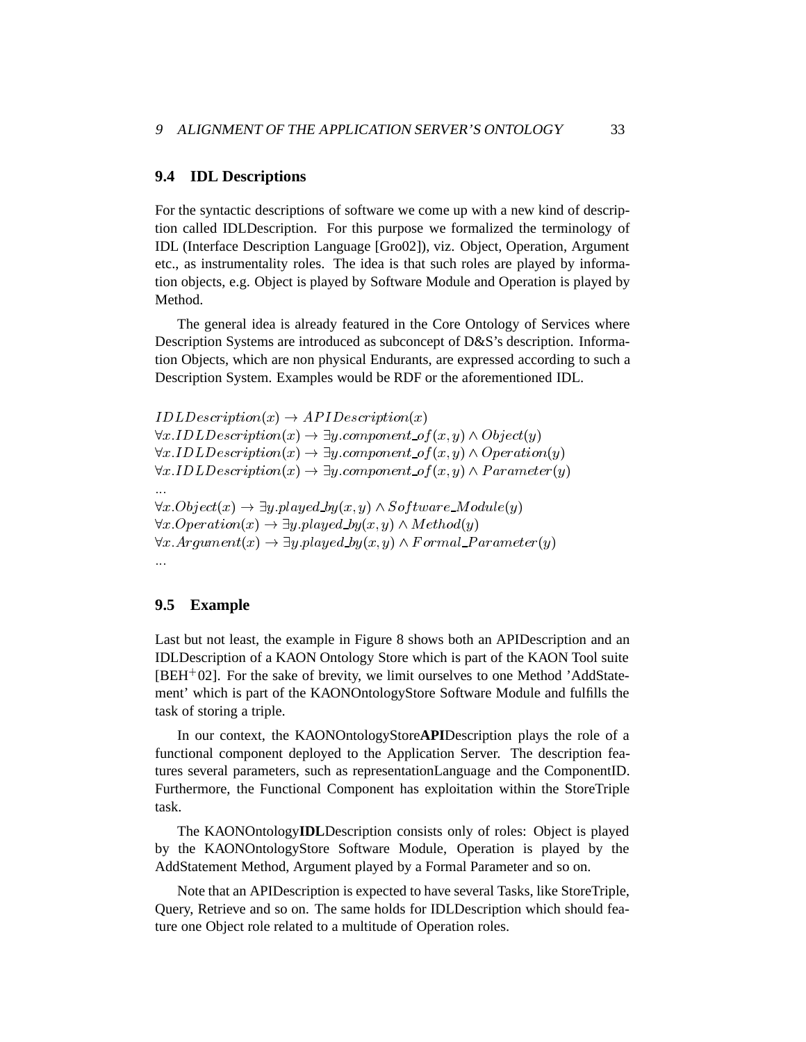## 9.4 IDL Descriptions

For the syntactic descriptions of software we come up with a new kind of description called IDLDescription. For this purpose we formalized the terminology of IDL (Interface Description Language [Gro02]), viz. Object, Operation, Argument etc., as instrumentality roles. The idea is that such roles are played by information objects, e.g. Object is played by Software Module and Operation is played by Method.

The general idea is already featured in the Core Ontology of Services where Description Systems are introduced as subconcept of D&S's description. Information Objects, which are non physical Endurants, are expressed according to such a Description System. Examples would be RDF or the aforementioned IDL.

$IDLDescription(x) \rightarrow APIDescription(x)$
$\forall x.IDLDescription(x) \rightarrow \exists y.component\_of(x,y) \wedge Object(y)$
$\forall x.IDLDescription(x) \rightarrow \exists y.component\_of(x,y) \wedge Operation(y)$
$\forall x.IDLDescription(x) \rightarrow \exists y.component\_of(x,y) \wedge Parameter(y)$
...
$\forall x.Object(x) \rightarrow \exists y.played\_by(x,y) \wedge Software\_Module(y)$
$\forall x.Operation(x) \rightarrow \exists y.played\_by(x,y) \wedge Method(y)$
$\forall x.Argument(x) \rightarrow \exists y.played\_by(x,y) \wedge Formal\_Parameter(y)$
...

## 9.5 Example

Last but not least, the example in Figure 8 shows both an APIDescription and an IDLDescription of a KAON Ontology Store which is part of the KAON Tool suite [BEH+02]. For the sake of brevity, we limit ourselves to one Method 'AddStatement' which is part of the KAONOntologyStore Software Module and fulfills the task of storing a triple.

In our context, the KAONOntologyStore**API**Description plays the role of a functional component deployed to the Application Server. The description features several parameters, such as representationLanguage and the ComponentID. Furthermore, the Functional Component has exploitation within the StoreTriple task.

The KAONOntology**IDL**Description consists only of roles: Object is played by the KAONOntologyStore Software Module, Operation is played by the AddStatement Method, Argument played by a Formal Parameter and so on.

Note that an APIDescription is expected to have several Tasks, like StoreTriple, Query, Retrieve and so on. The same holds for IDLDescription which should feature one Object role related to a multitude of Operation roles.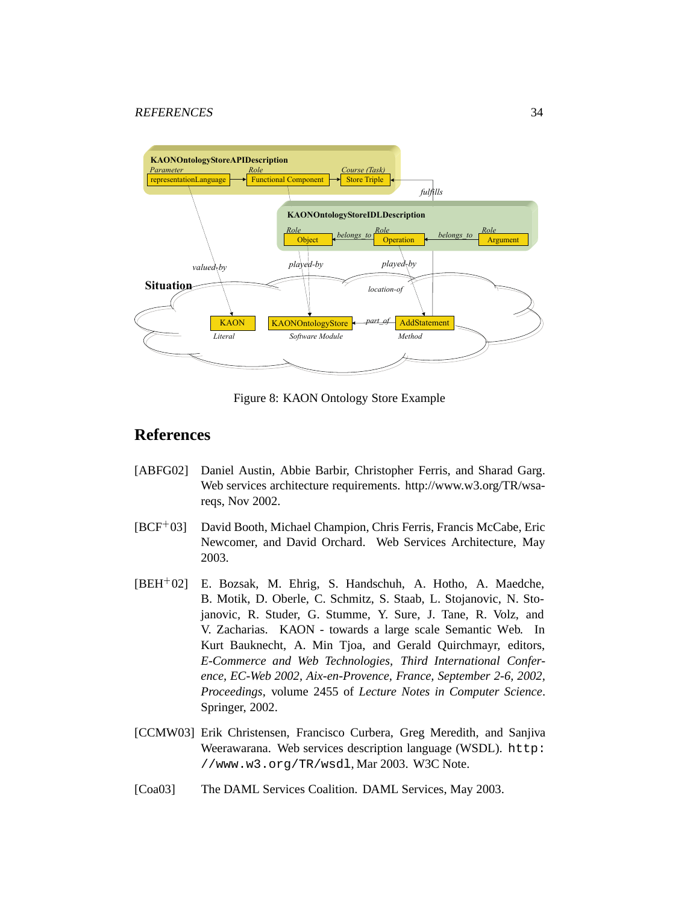KAONOntologyStoreAPIDescription

Parameter
representationLanguage

Role
Functional Component

Course (Task)
Store Triple

fulfills

KAONOntologyStoreIDLDescription

Role
Object

belongs_to

Role
Operation

belongs_to

Role
Argument

valued-by

played-by

played-by

Situation

location-of

KAON
Literal

KAONOntologyStore
Software Module

part_of

AddStatement
Method

Figure 8: KAON Ontology Store Example

# References

[ABFG02] Daniel Austin, Abbie Barbir, Christopher Ferris, and Sharad Garg. Web services architecture requirements. http://www.w3.org/TR/wsa-reqs, Nov 2002.

[BCF+03] David Booth, Michael Champion, Chris Ferris, Francis McCabe, Eric Newcomer, and David Orchard. Web Services Architecture, May 2003.

[BEH+02] E. Bozsak, M. Ehrig, S. Handschuh, A. Hotho, A. Maedche, B. Motik, D. Oberle, C. Schmitz, S. Staab, L. Stojanovic, N. Stojanovic, R. Studer, G. Stumme, Y. Sure, J. Tane, R. Volz, and V. Zacharias. KAON - towards a large scale Semantic Web. In Kurt Bauknecht, A. Min Tjoa, and Gerald Quirchmayr, editors, *E-Commerce and Web Technologies, Third International Conference, EC-Web 2002, Aix-en-Provence, France, September 2-6, 2002, Proceedings*, volume 2455 of *Lecture Notes in Computer Science*. Springer, 2002.

[CCMW03] Erik Christensen, Francisco Curbera, Greg Meredith, and Sanjiva Weerawarana. Web services description language (WSDL). `http://www.w3.org/TR/wsdl`, Mar 2003. W3C Note.

[Coa03] The DAML Services Coalition. DAML Services, May 2003.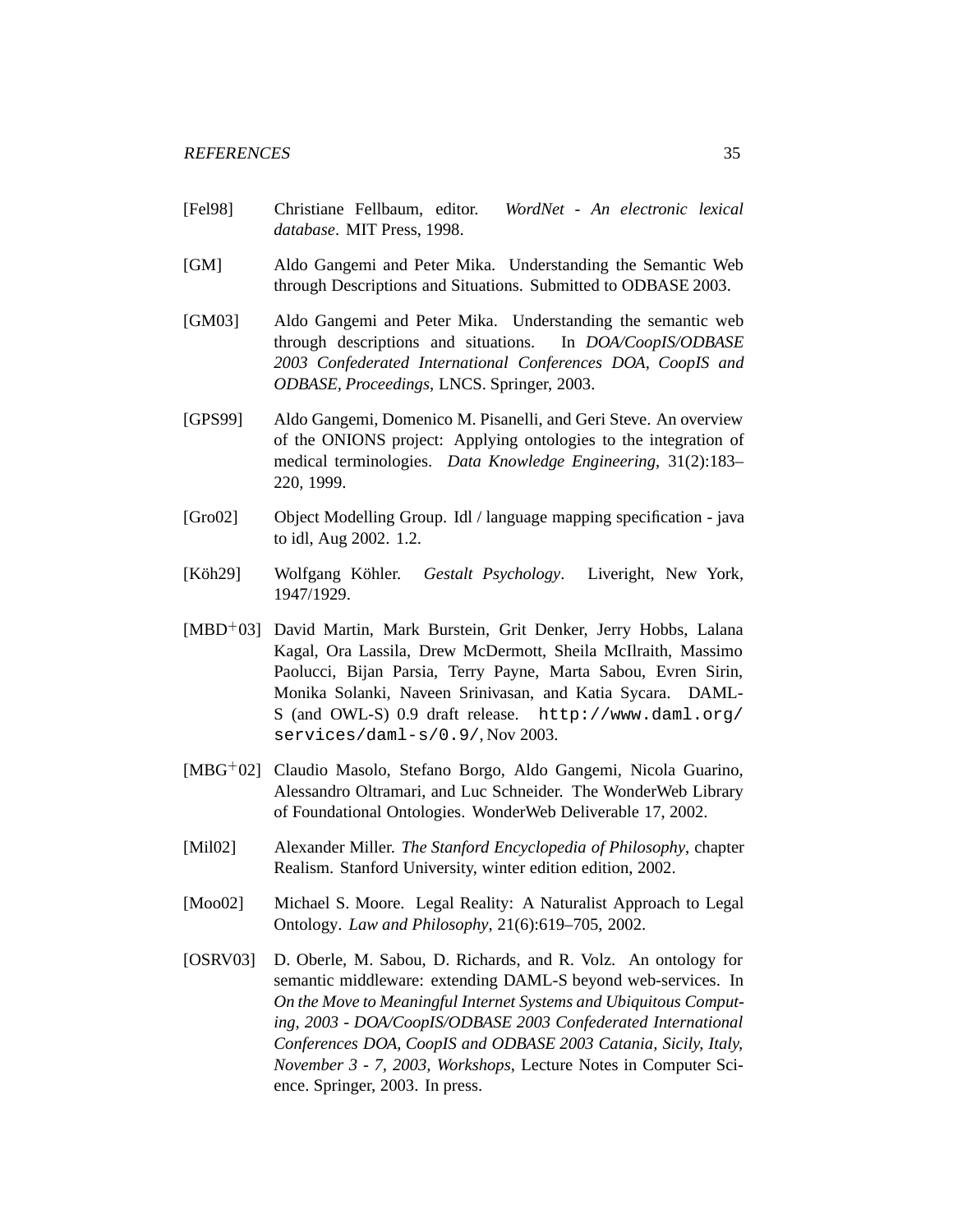[Fel98] Christiane Fellbaum, editor. *WordNet - An electronic lexical database*. MIT Press, 1998.

[GM] Aldo Gangemi and Peter Mika. Understanding the Semantic Web through Descriptions and Situations. Submitted to ODBASE 2003.

[GM03] Aldo Gangemi and Peter Mika. Understanding the semantic web through descriptions and situations. In *DOA/CoopIS/ODBASE 2003 Confederated International Conferences DOA, CoopIS and ODBASE, Proceedings*, LNCS. Springer, 2003.

[GPS99] Aldo Gangemi, Domenico M. Pisanelli, and Geri Steve. An overview of the ONIONS project: Applying ontologies to the integration of medical terminologies. *Data Knowledge Engineering*, 31(2):183–220, 1999.

[Gro02] Object Modelling Group. Idl / language mapping specification - java to idl, Aug 2002. 1.2.

[Köh29] Wolfgang Köhler. *Gestalt Psychology*. Liveright, New York, 1947/1929.

[MBD+03] David Martin, Mark Burstein, Grit Denker, Jerry Hobbs, Lalana Kagal, Ora Lassila, Drew McDermott, Sheila McIlraith, Massimo Paolucci, Bijan Parsia, Terry Payne, Marta Sabou, Evren Sirin, Monika Solanki, Naveen Srinivasan, and Katia Sycara. DAML-S (and OWL-S) 0.9 draft release. `http://www.daml.org/services/daml-s/0.9/`, Nov 2003.

[MBG+02] Claudio Masolo, Stefano Borgo, Aldo Gangemi, Nicola Guarino, Alessandro Oltramari, and Luc Schneider. The WonderWeb Library of Foundational Ontologies. WonderWeb Deliverable 17, 2002.

[Mil02] Alexander Miller. *The Stanford Encyclopedia of Philosophy*, chapter Realism. Stanford University, winter edition edition, 2002.

[Moo02] Michael S. Moore. Legal Reality: A Naturalist Approach to Legal Ontology. *Law and Philosophy*, 21(6):619–705, 2002.

[OSRV03] D. Oberle, M. Sabou, D. Richards, and R. Volz. An ontology for semantic middleware: extending DAML-S beyond web-services. In *On the Move to Meaningful Internet Systems and Ubiquitous Computing, 2003 - DOA/CoopIS/ODBASE 2003 Confederated International Conferences DOA, CoopIS and ODBASE 2003 Catania, Sicily, Italy, November 3 - 7, 2003, Workshops*, Lecture Notes in Computer Science. Springer, 2003. In press.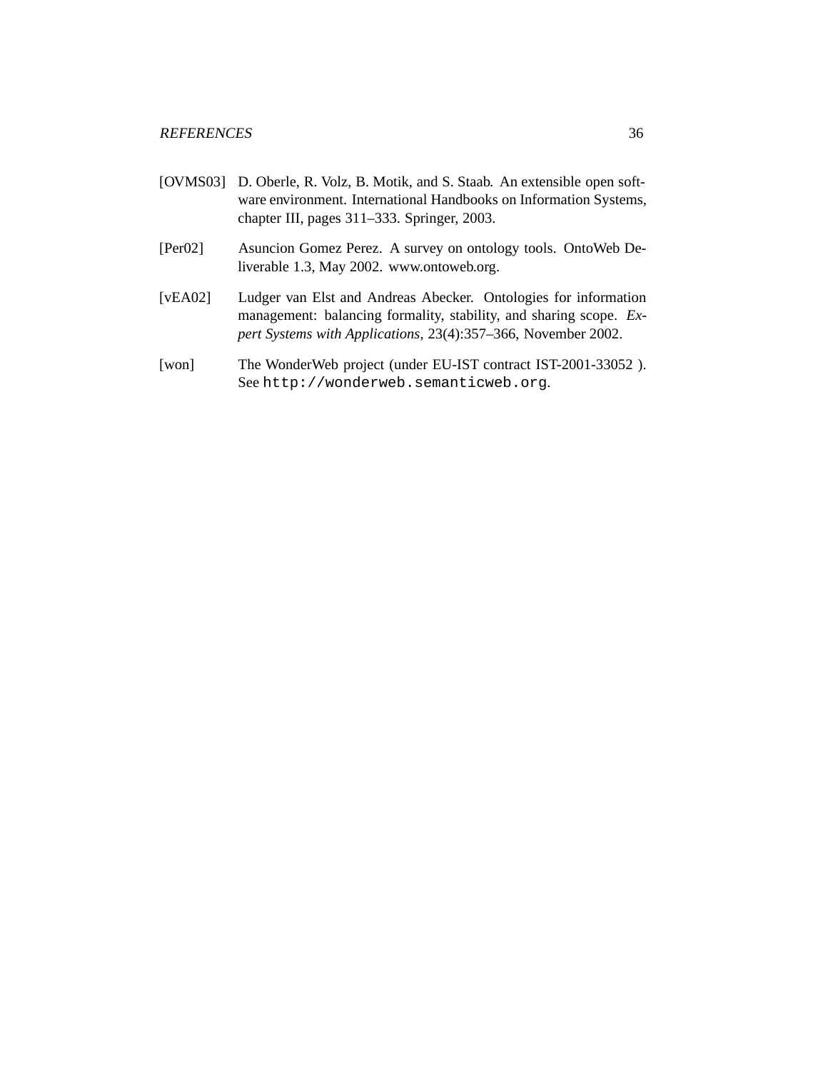[OVMS03] D. Oberle, R. Volz, B. Motik, and S. Staab. An extensible open software environment. International Handbooks on Information Systems, chapter III, pages 311–333. Springer, 2003.

[Per02] Asuncion Gomez Perez. A survey on ontology tools. OntoWeb Deliverable 1.3, May 2002. www.ontoweb.org.

[vEA02] Ludger van Elst and Andreas Abecker. Ontologies for information management: balancing formality, stability, and sharing scope. *Expert Systems with Applications*, 23(4):357–366, November 2002.

[won] The WonderWeb project (under EU-IST contract IST-2001-33052 ). See `http://wonderweb.semanticweb.org`.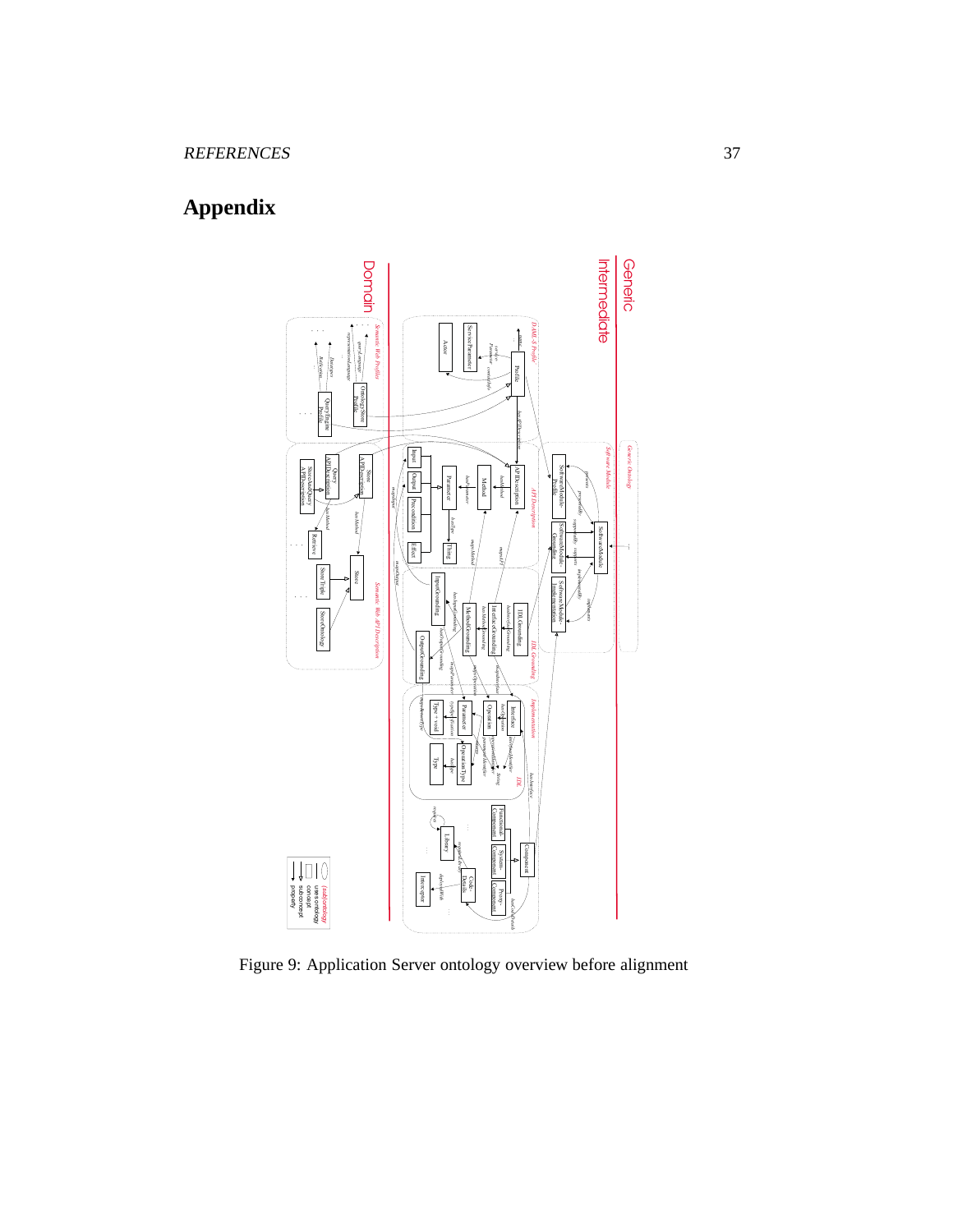# Appendix

Figure 9: Application Server ontology overview before alignment